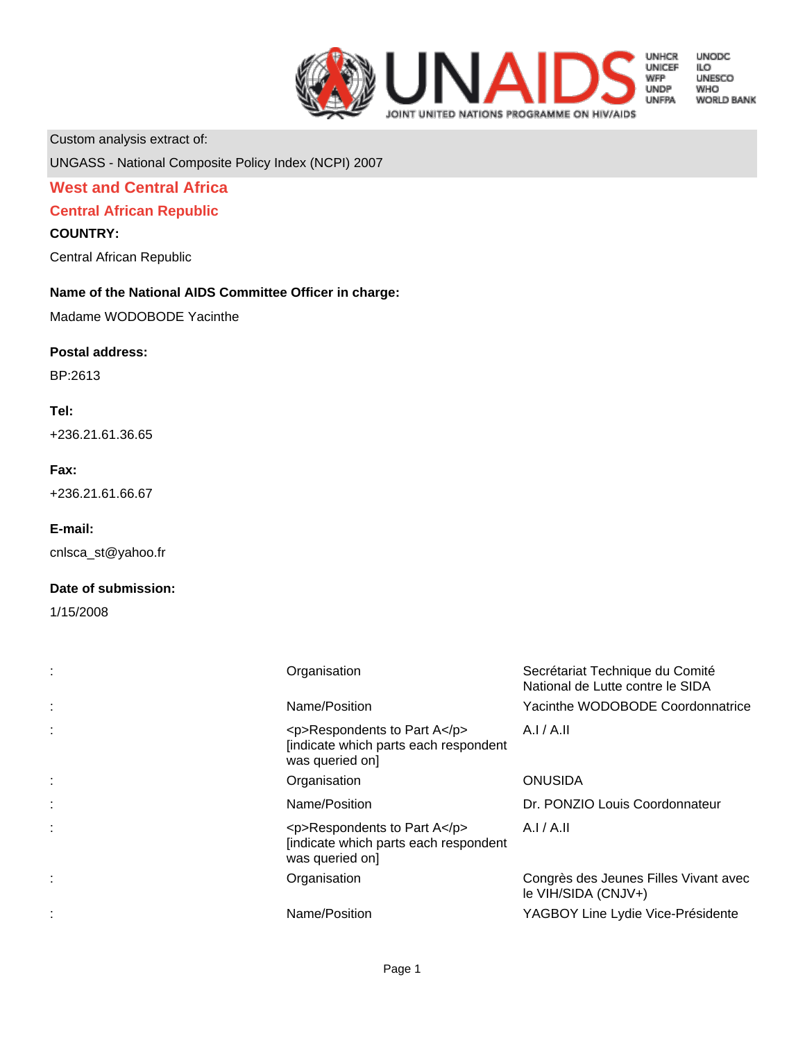Custom analysis extract of:

UNGASS - National Composite Policy Index (NCPI) 2007

# West and Central Africa

## Central African Republic

**COUNTRY:**

Central African Republic

**Name of the National AIDS Committee Officer in charge:**

Madame WODOBODE Yacinthe

**Postal address:**

BP:2613

**Tel:**

+236.21.61.36.65

**Fax:**

+236.21.61.66.67

**E-mail:**

cnlsca_st@yahoo.fr

**Date of submission:**

1/15/2008

| | | |
|---|---|---|
| : | Organisation | Secrétariat Technique du Comité National de Lutte contre le SIDA |
| : | Name/Position | Yacinthe WODOBODE Coordonnatrice |
| : | <p>Respondents to Part A</p> [indicate which parts each respondent was queried on] | A.I / A.II |
| : | Organisation | ONUSIDA |
| : | Name/Position | Dr. PONZIO Louis Coordonnateur |
| : | <p>Respondents to Part A</p> [indicate which parts each respondent was queried on] | A.I / A.II |
| : | Organisation | Congrès des Jeunes Filles Vivant avec le VIH/SIDA (CNJV+) |
| : | Name/Position | YAGBOY Line Lydie Vice-Présidente |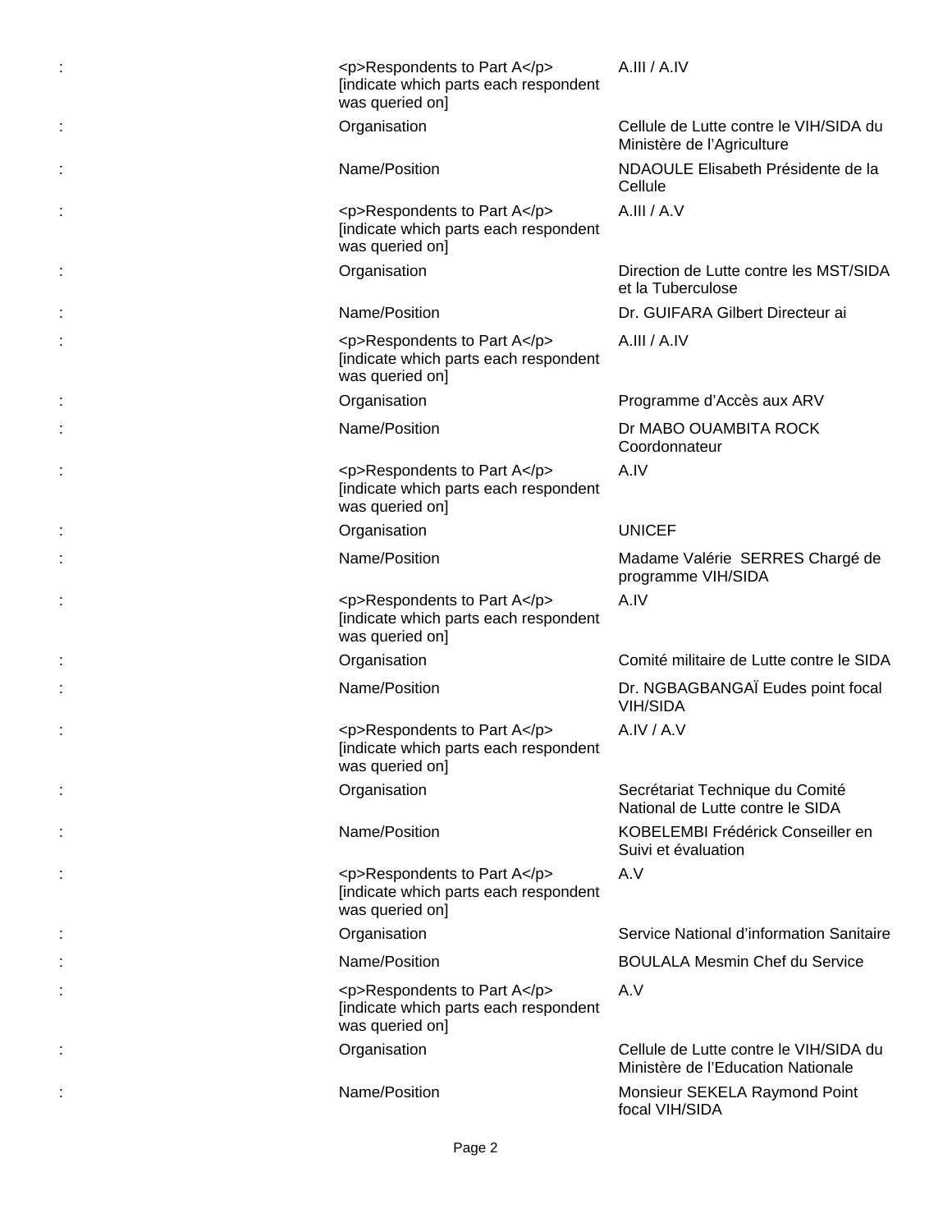| | | |
|---|---|---|
| : | <p>Respondents to Part A</p> [indicate which parts each respondent was queried on] | A.III / A.IV |
| : | Organisation | Cellule de Lutte contre le VIH/SIDA du Ministère de l'Agriculture |
| : | Name/Position | NDAOULE Elisabeth Présidente de la Cellule |
| : | <p>Respondents to Part A</p> [indicate which parts each respondent was queried on] | A.III / A.V |
| : | Organisation | Direction de Lutte contre les MST/SIDA et la Tuberculose |
| : | Name/Position | Dr. GUIFARA Gilbert Directeur ai |
| : | <p>Respondents to Part A</p> [indicate which parts each respondent was queried on] | A.III / A.IV |
| : | Organisation | Programme d'Accès aux ARV |
| : | Name/Position | Dr MABO OUAMBITA ROCK Coordonnateur |
| : | <p>Respondents to Part A</p> [indicate which parts each respondent was queried on] | A.IV |
| : | Organisation | UNICEF |
| : | Name/Position | Madame Valérie SERRES Chargé de programme VIH/SIDA |
| : | <p>Respondents to Part A</p> [indicate which parts each respondent was queried on] | A.IV |
| : | Organisation | Comité militaire de Lutte contre le SIDA |
| : | Name/Position | Dr. NGBAGBANGAÏ Eudes point focal VIH/SIDA |
| : | <p>Respondents to Part A</p> [indicate which parts each respondent was queried on] | A.IV / A.V |
| : | Organisation | Secrétariat Technique du Comité National de Lutte contre le SIDA |
| : | Name/Position | KOBELEMBI Frédérick Conseiller en Suivi et évaluation |
| : | <p>Respondents to Part A</p> [indicate which parts each respondent was queried on] | A.V |
| : | Organisation | Service National d'information Sanitaire |
| : | Name/Position | BOULALA Mesmin Chef du Service |
| : | <p>Respondents to Part A</p> [indicate which parts each respondent was queried on] | A.V |
| : | Organisation | Cellule de Lutte contre le VIH/SIDA du Ministère de l'Education Nationale |
| : | Name/Position | Monsieur SEKELA Raymond Point focal VIH/SIDA |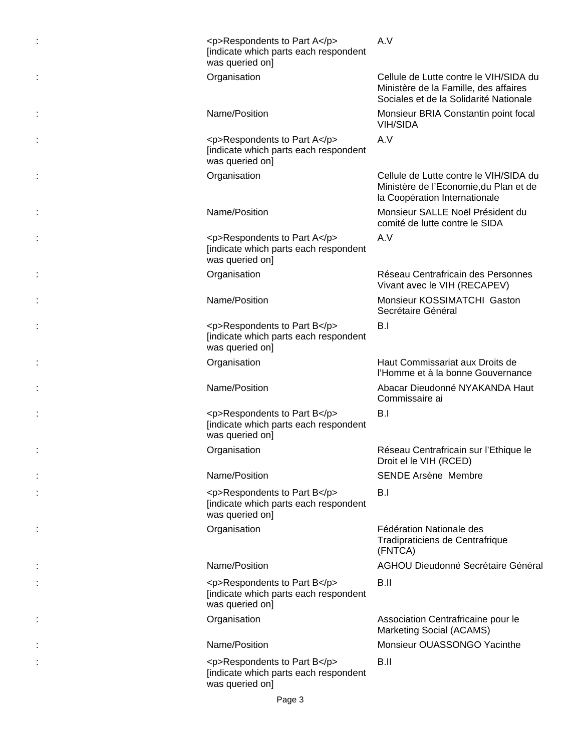| | | |
|---|---|---|
| : | <p>Respondents to Part A</p> [indicate which parts each respondent was queried on] | A.V |
| : | Organisation | Cellule de Lutte contre le VIH/SIDA du Ministère de la Famille, des affaires Sociales et de la Solidarité Nationale |
| : | Name/Position | Monsieur BRIA Constantin point focal VIH/SIDA |
| : | <p>Respondents to Part A</p> [indicate which parts each respondent was queried on] | A.V |
| : | Organisation | Cellule de Lutte contre le VIH/SIDA du Ministère de l'Economie,du Plan et de la Coopération Internationale |
| : | Name/Position | Monsieur SALLE Noël Président du comité de lutte contre le SIDA |
| : | <p>Respondents to Part A</p> [indicate which parts each respondent was queried on] | A.V |
| : | Organisation | Réseau Centrafricain des Personnes Vivant avec le VIH (RECAPEV) |
| : | Name/Position | Monsieur KOSSIMATCHI Gaston Secrétaire Général |
| : | <p>Respondents to Part B</p> [indicate which parts each respondent was queried on] | B.I |
| : | Organisation | Haut Commissariat aux Droits de l'Homme et à la bonne Gouvernance |
| : | Name/Position | Abacar Dieudonné NYAKANDA Haut Commissaire ai |
| : | <p>Respondents to Part B</p> [indicate which parts each respondent was queried on] | B.I |
| : | Organisation | Réseau Centrafricain sur l'Ethique le Droit el le VIH (RCED) |
| : | Name/Position | SENDE Arsène Membre |
| : | <p>Respondents to Part B</p> [indicate which parts each respondent was queried on] | B.I |
| : | Organisation | Fédération Nationale des Tradipraticiens de Centrafrique (FNTCA) |
| : | Name/Position | AGHOU Dieudonné Secrétaire Général |
| : | <p>Respondents to Part B</p> [indicate which parts each respondent was queried on] | B.II |
| : | Organisation | Association Centrafricaine pour le Marketing Social (ACAMS) |
| : | Name/Position | Monsieur OUASSONGO Yacinthe |
| : | <p>Respondents to Part B</p> [indicate which parts each respondent was queried on] | B.II |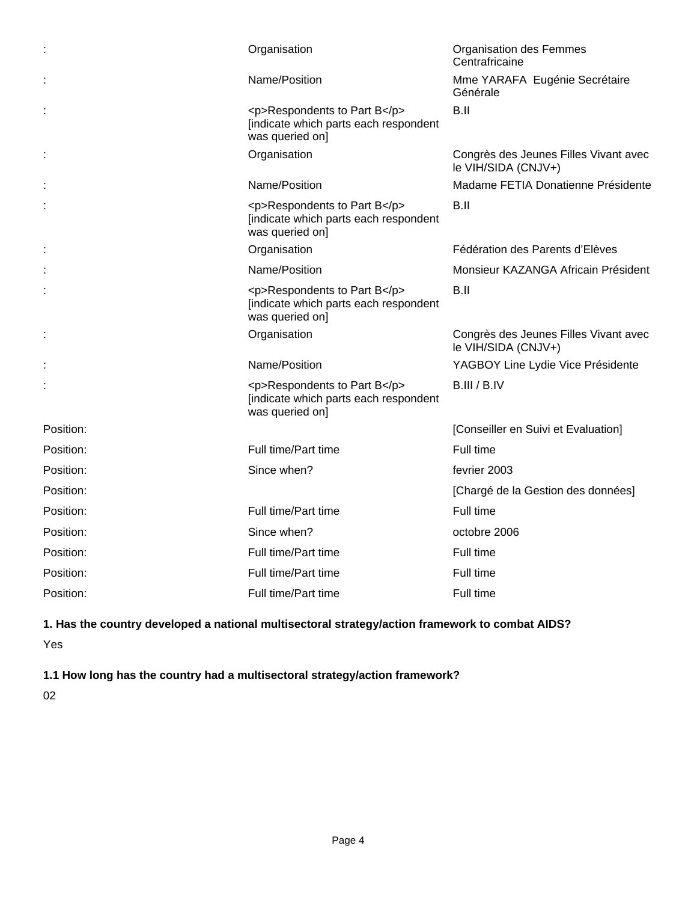| | | |
|---|---|---|
| : | Organisation | Organisation des Femmes Centrafricaine |
| : | Name/Position | Mme YARAFA Eugénie Secrétaire Générale |
| : | <p>Respondents to Part B</p> [indicate which parts each respondent was queried on] | B.II |
| : | Organisation | Congrès des Jeunes Filles Vivant avec le VIH/SIDA (CNJV+) |
| : | Name/Position | Madame FETIA Donatienne Présidente |
| : | <p>Respondents to Part B</p> [indicate which parts each respondent was queried on] | B.II |
| : | Organisation | Fédération des Parents d'Elèves |
| : | Name/Position | Monsieur KAZANGA Africain Président |
| : | <p>Respondents to Part B</p> [indicate which parts each respondent was queried on] | B.II |
| : | Organisation | Congrès des Jeunes Filles Vivant avec le VIH/SIDA (CNJV+) |
| : | Name/Position | YAGBOY Line Lydie Vice Présidente |
| : | <p>Respondents to Part B</p> [indicate which parts each respondent was queried on] | B.III / B.IV |
| Position: | | [Conseiller en Suivi et Evaluation] |
| Position: | Full time/Part time | Full time |
| Position: | Since when? | fevrier 2003 |
| Position: | | [Chargé de la Gestion des données] |
| Position: | Full time/Part time | Full time |
| Position: | Since when? | octobre 2006 |
| Position: | Full time/Part time | Full time |
| Position: | Full time/Part time | Full time |
| Position: | Full time/Part time | Full time |

**1. Has the country developed a national multisectoral strategy/action framework to combat AIDS?**

Yes

**1.1 How long has the country had a multisectoral strategy/action framework?**

02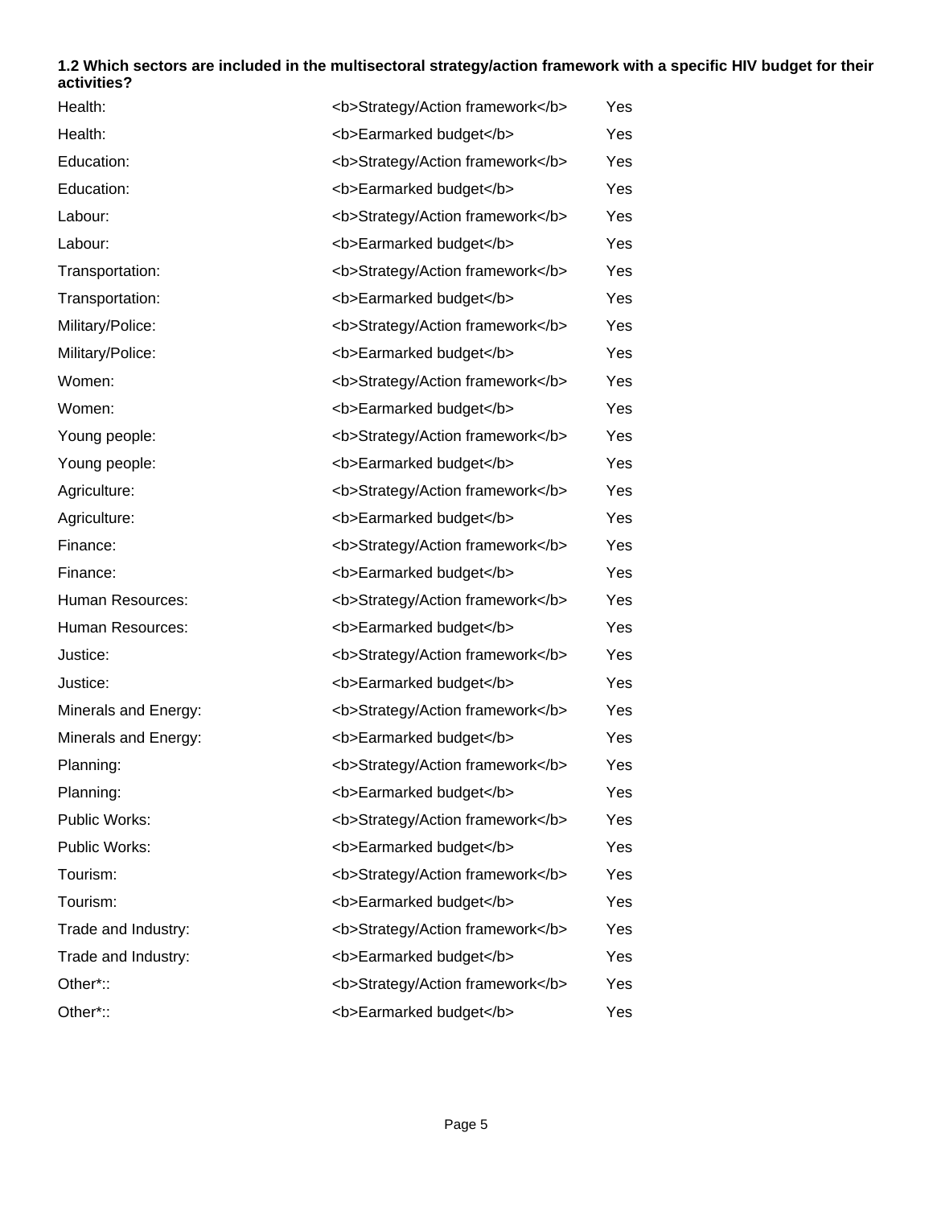**1.2 Which sectors are included in the multisectoral strategy/action framework with a specific HIV budget for their activities?**

| | | |
|---|---|---|
| Health: | <b>Strategy/Action framework</b> | Yes |
| Health: | <b>Earmarked budget</b> | Yes |
| Education: | <b>Strategy/Action framework</b> | Yes |
| Education: | <b>Earmarked budget</b> | Yes |
| Labour: | <b>Strategy/Action framework</b> | Yes |
| Labour: | <b>Earmarked budget</b> | Yes |
| Transportation: | <b>Strategy/Action framework</b> | Yes |
| Transportation: | <b>Earmarked budget</b> | Yes |
| Military/Police: | <b>Strategy/Action framework</b> | Yes |
| Military/Police: | <b>Earmarked budget</b> | Yes |
| Women: | <b>Strategy/Action framework</b> | Yes |
| Women: | <b>Earmarked budget</b> | Yes |
| Young people: | <b>Strategy/Action framework</b> | Yes |
| Young people: | <b>Earmarked budget</b> | Yes |
| Agriculture: | <b>Strategy/Action framework</b> | Yes |
| Agriculture: | <b>Earmarked budget</b> | Yes |
| Finance: | <b>Strategy/Action framework</b> | Yes |
| Finance: | <b>Earmarked budget</b> | Yes |
| Human Resources: | <b>Strategy/Action framework</b> | Yes |
| Human Resources: | <b>Earmarked budget</b> | Yes |
| Justice: | <b>Strategy/Action framework</b> | Yes |
| Justice: | <b>Earmarked budget</b> | Yes |
| Minerals and Energy: | <b>Strategy/Action framework</b> | Yes |
| Minerals and Energy: | <b>Earmarked budget</b> | Yes |
| Planning: | <b>Strategy/Action framework</b> | Yes |
| Planning: | <b>Earmarked budget</b> | Yes |
| Public Works: | <b>Strategy/Action framework</b> | Yes |
| Public Works: | <b>Earmarked budget</b> | Yes |
| Tourism: | <b>Strategy/Action framework</b> | Yes |
| Tourism: | <b>Earmarked budget</b> | Yes |
| Trade and Industry: | <b>Strategy/Action framework</b> | Yes |
| Trade and Industry: | <b>Earmarked budget</b> | Yes |
| Other*:: | <b>Strategy/Action framework</b> | Yes |
| Other*:: | <b>Earmarked budget</b> | Yes |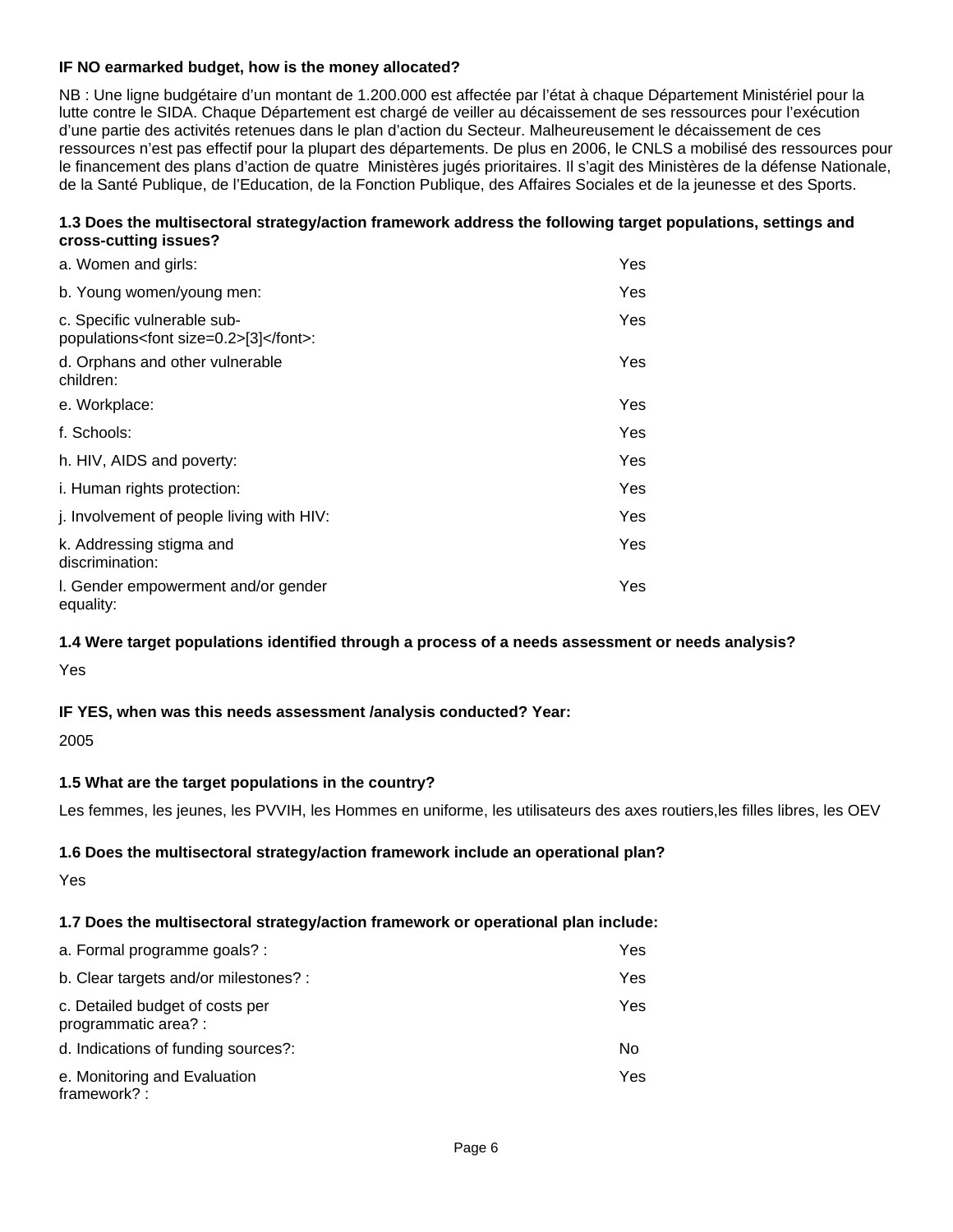**IF NO earmarked budget, how is the money allocated?**

NB : Une ligne budgétaire d'un montant de 1.200.000 est affectée par l'état à chaque Département Ministériel pour la lutte contre le SIDA. Chaque Département est chargé de veiller au décaissement de ses ressources pour l'exécution d'une partie des activités retenues dans le plan d'action du Secteur. Malheureusement le décaissement de ces ressources n'est pas effectif pour la plupart des départements. De plus en 2006, le CNLS a mobilisé des ressources pour le financement des plans d'action de quatre Ministères jugés prioritaires. Il s'agit des Ministères de la défense Nationale, de la Santé Publique, de l'Education, de la Fonction Publique, des Affaires Sociales et de la jeunesse et des Sports.

**1.3 Does the multisectoral strategy/action framework address the following target populations, settings and cross-cutting issues?**

| | |
|---|---|
| a. Women and girls: | Yes |
| b. Young women/young men: | Yes |
| c. Specific vulnerable sub-populations<font size=0.2>[3]</font>: | Yes |
| d. Orphans and other vulnerable children: | Yes |
| e. Workplace: | Yes |
| f. Schools: | Yes |
| h. HIV, AIDS and poverty: | Yes |
| i. Human rights protection: | Yes |
| j. Involvement of people living with HIV: | Yes |
| k. Addressing stigma and discrimination: | Yes |
| l. Gender empowerment and/or gender equality: | Yes |

**1.4 Were target populations identified through a process of a needs assessment or needs analysis?**

Yes

**IF YES, when was this needs assessment /analysis conducted? Year:**

2005

**1.5 What are the target populations in the country?**

Les femmes, les jeunes, les PVVIH, les Hommes en uniforme, les utilisateurs des axes routiers,les filles libres, les OEV

**1.6 Does the multisectoral strategy/action framework include an operational plan?**

Yes

**1.7 Does the multisectoral strategy/action framework or operational plan include:**

| | |
|---|---|
| a. Formal programme goals? : | Yes |
| b. Clear targets and/or milestones? : | Yes |
| c. Detailed budget of costs per programmatic area? : | Yes |
| d. Indications of funding sources?: | No |
| e. Monitoring and Evaluation framework? : | Yes |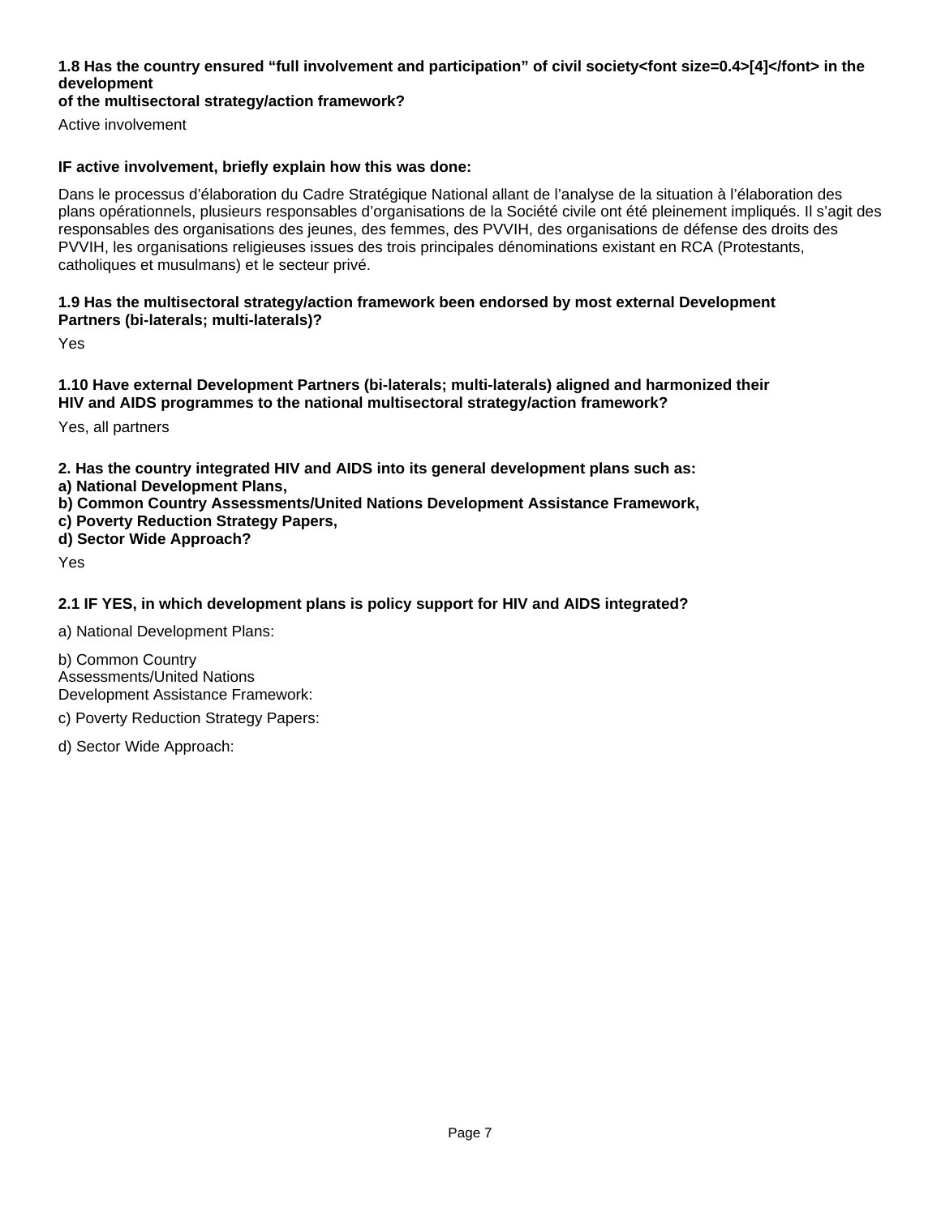**1.8 Has the country ensured "full involvement and participation" of civil society[4] in the development of the multisectoral strategy/action framework?**

Active involvement

**IF active involvement, briefly explain how this was done:**

Dans le processus d'élaboration du Cadre Stratégique National allant de l'analyse de la situation à l'élaboration des plans opérationnels, plusieurs responsables d'organisations de la Société civile ont été pleinement impliqués. Il s'agit des responsables des organisations des jeunes, des femmes, des PVVIH, des organisations de défense des droits des PVVIH, les organisations religieuses issues des trois principales dénominations existant en RCA (Protestants, catholiques et musulmans) et le secteur privé.

**1.9 Has the multisectoral strategy/action framework been endorsed by most external Development Partners (bi-laterals; multi-laterals)?**

Yes

**1.10 Have external Development Partners (bi-laterals; multi-laterals) aligned and harmonized their HIV and AIDS programmes to the national multisectoral strategy/action framework?**

Yes, all partners

**2. Has the country integrated HIV and AIDS into its general development plans such as:**
**a) National Development Plans,**
**b) Common Country Assessments/United Nations Development Assistance Framework,**
**c) Poverty Reduction Strategy Papers,**
**d) Sector Wide Approach?**

Yes

**2.1 IF YES, in which development plans is policy support for HIV and AIDS integrated?**

a) National Development Plans:

b) Common Country Assessments/United Nations Development Assistance Framework:

c) Poverty Reduction Strategy Papers:

d) Sector Wide Approach: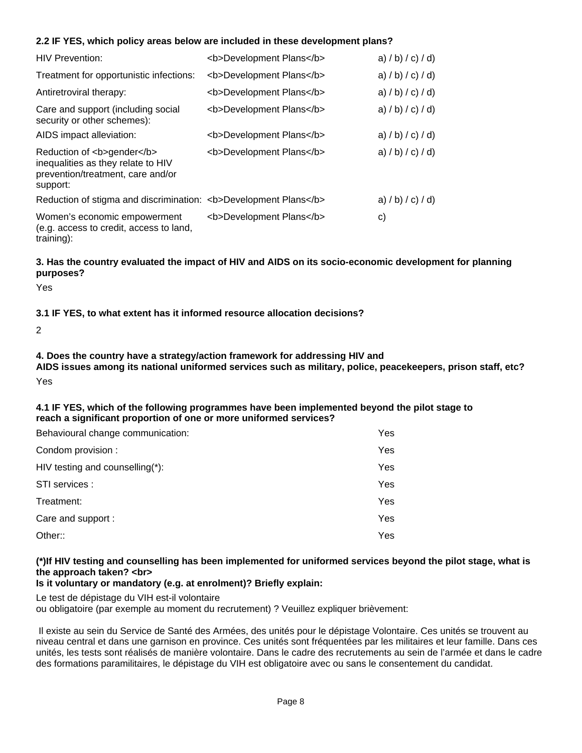**2.2 IF YES, which policy areas below are included in these development plans?**

| | | |
|---|---|---|
| HIV Prevention: | <b>Development Plans</b> | a) / b) / c) / d) |
| Treatment for opportunistic infections: | <b>Development Plans</b> | a) / b) / c) / d) |
| Antiretroviral therapy: | <b>Development Plans</b> | a) / b) / c) / d) |
| Care and support (including social security or other schemes): | <b>Development Plans</b> | a) / b) / c) / d) |
| AIDS impact alleviation: | <b>Development Plans</b> | a) / b) / c) / d) |
| Reduction of <b>gender</b> inequalities as they relate to HIV prevention/treatment, care and/or support: | <b>Development Plans</b> | a) / b) / c) / d) |
| Reduction of stigma and discrimination: | <b>Development Plans</b> | a) / b) / c) / d) |
| Women's economic empowerment (e.g. access to credit, access to land, training): | <b>Development Plans</b> | c) |

**3. Has the country evaluated the impact of HIV and AIDS on its socio-economic development for planning purposes?**

Yes

**3.1 IF YES, to what extent has it informed resource allocation decisions?**

2

**4. Does the country have a strategy/action framework for addressing HIV and AIDS issues among its national uniformed services such as military, police, peacekeepers, prison staff, etc?**

Yes

**4.1 IF YES, which of the following programmes have been implemented beyond the pilot stage to reach a significant proportion of one or more uniformed services?**

| | |
|---|---|
| Behavioural change communication: | Yes |
| Condom provision : | Yes |
| HIV testing and counselling(*): | Yes |
| STI services : | Yes |
| Treatment: | Yes |
| Care and support : | Yes |
| Other:: | Yes |

**(*)If HIV testing and counselling has been implemented for uniformed services beyond the pilot stage, what is the approach taken? <br>
Is it voluntary or mandatory (e.g. at enrolment)? Briefly explain:**

Le test de dépistage du VIH est-il volontaire
ou obligatoire (par exemple au moment du recrutement) ? Veuillez expliquer brièvement:

Il existe au sein du Service de Santé des Armées, des unités pour le dépistage Volontaire. Ces unités se trouvent au niveau central et dans une garnison en province. Ces unités sont fréquentées par les militaires et leur famille. Dans ces unités, les tests sont réalisés de manière volontaire. Dans le cadre des recrutements au sein de l'armée et dans le cadre des formations paramilitaires, le dépistage du VIH est obligatoire avec ou sans le consentement du candidat.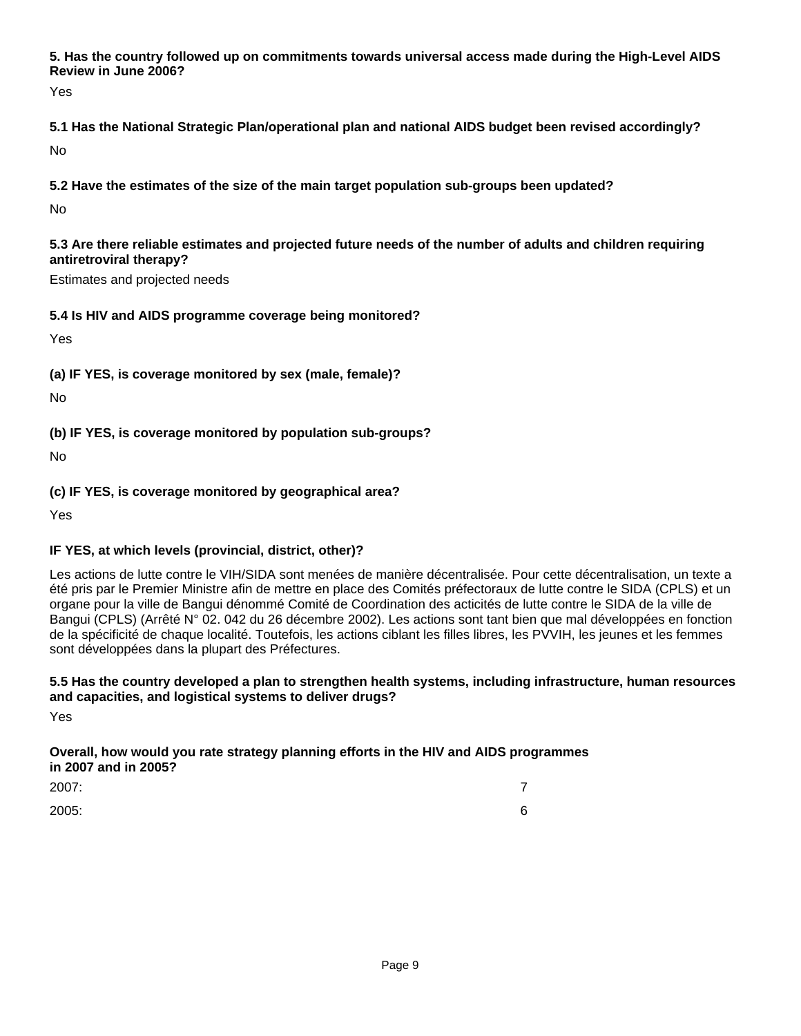**5. Has the country followed up on commitments towards universal access made during the High-Level AIDS Review in June 2006?**

Yes

**5.1 Has the National Strategic Plan/operational plan and national AIDS budget been revised accordingly?**

No

**5.2 Have the estimates of the size of the main target population sub-groups been updated?**

No

**5.3 Are there reliable estimates and projected future needs of the number of adults and children requiring antiretroviral therapy?**

Estimates and projected needs

**5.4 Is HIV and AIDS programme coverage being monitored?**

Yes

**(a) IF YES, is coverage monitored by sex (male, female)?**

No

**(b) IF YES, is coverage monitored by population sub-groups?**

No

**(c) IF YES, is coverage monitored by geographical area?**

Yes

**IF YES, at which levels (provincial, district, other)?**

Les actions de lutte contre le VIH/SIDA sont menées de manière décentralisée. Pour cette décentralisation, un texte a été pris par le Premier Ministre afin de mettre en place des Comités préfectoraux de lutte contre le SIDA (CPLS) et un organe pour la ville de Bangui dénommé Comité de Coordination des acticités de lutte contre le SIDA de la ville de Bangui (CPLS) (Arrêté N° 02. 042 du 26 décembre 2002). Les actions sont tant bien que mal développées en fonction de la spécificité de chaque localité. Toutefois, les actions ciblant les filles libres, les PVVIH, les jeunes et les femmes sont développées dans la plupart des Préfectures.

**5.5 Has the country developed a plan to strengthen health systems, including infrastructure, human resources and capacities, and logistical systems to deliver drugs?**

Yes

**Overall, how would you rate strategy planning efforts in the HIV and AIDS programmes in 2007 and in 2005?**

| | |
|---|---|
| 2007: | 7 |
| 2005: | 6 |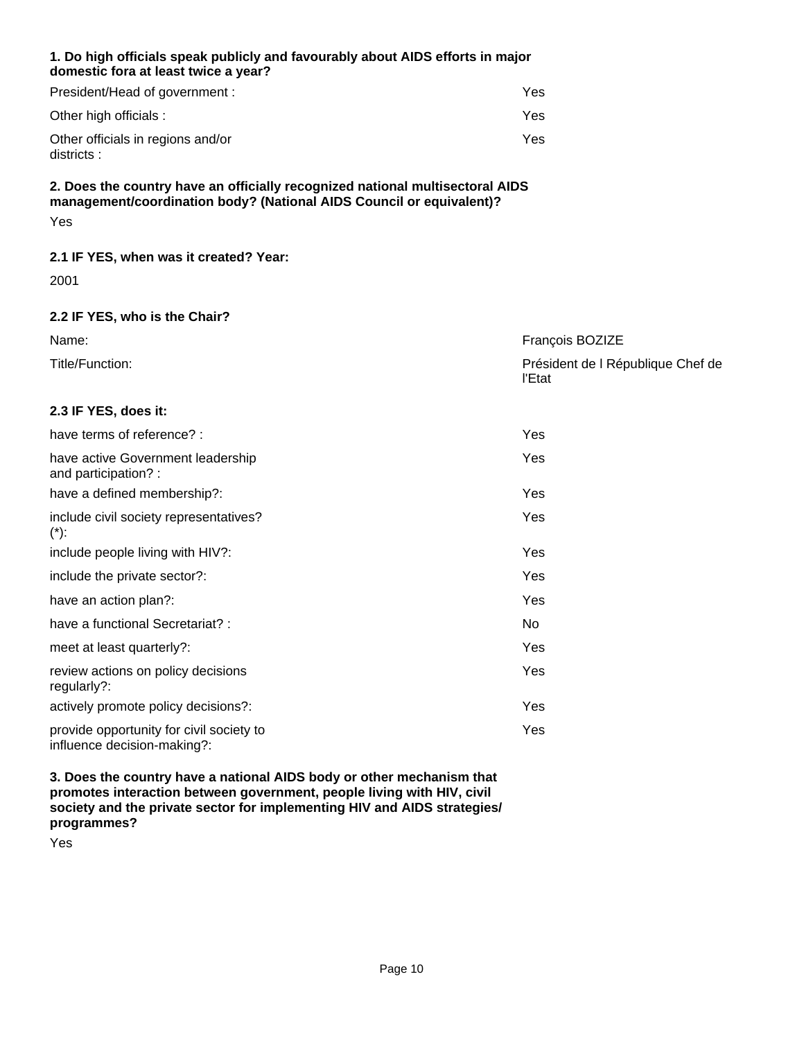**1. Do high officials speak publicly and favourably about AIDS efforts in major domestic fora at least twice a year?**

| | |
|---|---|
| President/Head of government : | Yes |
| Other high officials : | Yes |
| Other officials in regions and/or districts : | Yes |

**2. Does the country have an officially recognized national multisectoral AIDS management/coordination body? (National AIDS Council or equivalent)?**

Yes

**2.1 IF YES, when was it created? Year:**

2001

**2.2 IF YES, who is the Chair?**

| | |
|---|---|
| Name: | François BOZIZE |
| Title/Function: | Président de l République Chef de l'Etat |

**2.3 IF YES, does it:**

| | |
|---|---|
| have terms of reference? : | Yes |
| have active Government leadership and participation? : | Yes |
| have a defined membership?: | Yes |
| include civil society representatives? (*): | Yes |
| include people living with HIV?: | Yes |
| include the private sector?: | Yes |
| have an action plan?: | Yes |
| have a functional Secretariat? : | No |
| meet at least quarterly?: | Yes |
| review actions on policy decisions regularly?: | Yes |
| actively promote policy decisions?: | Yes |
| provide opportunity for civil society to influence decision-making?: | Yes |

**3. Does the country have a national AIDS body or other mechanism that promotes interaction between government, people living with HIV, civil society and the private sector for implementing HIV and AIDS strategies/ programmes?**

Yes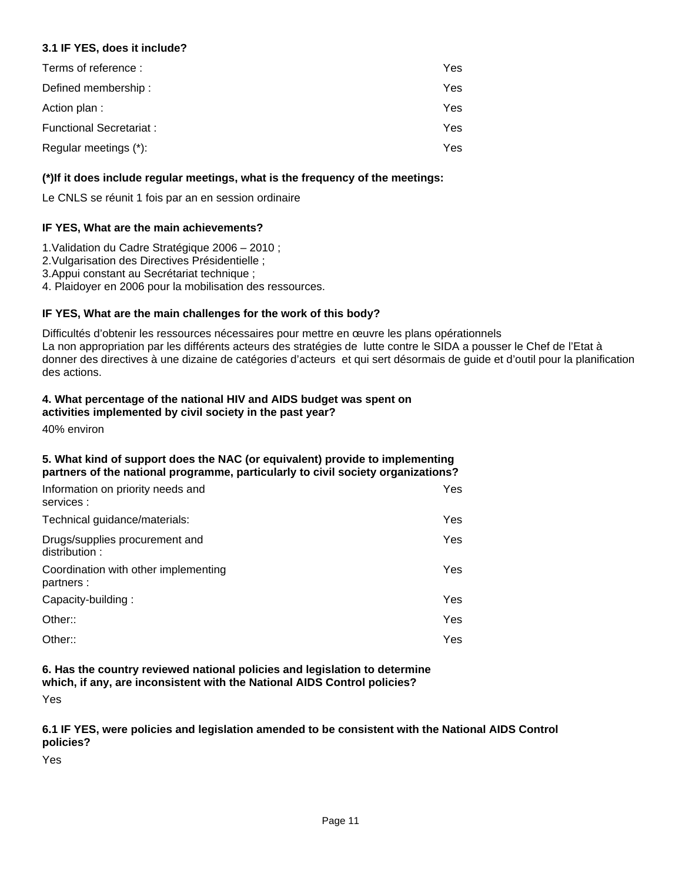**3.1 IF YES, does it include?**

| | |
|---|---|
| Terms of reference : | Yes |
| Defined membership : | Yes |
| Action plan : | Yes |
| Functional Secretariat : | Yes |
| Regular meetings (*): | Yes |

**(*)If it does include regular meetings, what is the frequency of the meetings:**

Le CNLS se réunit 1 fois par an en session ordinaire

**IF YES, What are the main achievements?**

1.Validation du Cadre Stratégique 2006 – 2010 ;
2.Vulgarisation des Directives Présidentielle ;
3.Appui constant au Secrétariat technique ;
4. Plaidoyer en 2006 pour la mobilisation des ressources.

**IF YES, What are the main challenges for the work of this body?**

Difficultés d'obtenir les ressources nécessaires pour mettre en œuvre les plans opérationnels
La non appropriation par les différents acteurs des stratégies de lutte contre le SIDA a pousser le Chef de l'Etat à donner des directives à une dizaine de catégories d'acteurs et qui sert désormais de guide et d'outil pour la planification des actions.

**4. What percentage of the national HIV and AIDS budget was spent on activities implemented by civil society in the past year?**

40% environ

**5. What kind of support does the NAC (or equivalent) provide to implementing partners of the national programme, particularly to civil society organizations?**

| | |
|---|---|
| Information on priority needs and services : | Yes |
| Technical guidance/materials: | Yes |
| Drugs/supplies procurement and distribution : | Yes |
| Coordination with other implementing partners : | Yes |
| Capacity-building : | Yes |
| Other:: | Yes |
| Other:: | Yes |

**6. Has the country reviewed national policies and legislation to determine which, if any, are inconsistent with the National AIDS Control policies?**

Yes

**6.1 IF YES, were policies and legislation amended to be consistent with the National AIDS Control policies?**

Yes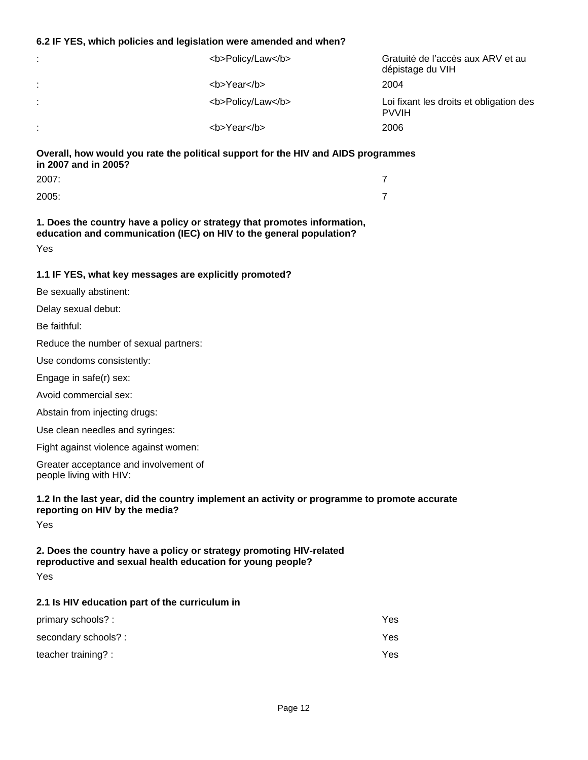**6.2 IF YES, which policies and legislation were amended and when?**

| | | |
|---|---|---|
| : | <b>Policy/Law</b> | Gratuité de l'accès aux ARV et au dépistage du VIH |
| : | <b>Year</b> | 2004 |
| : | <b>Policy/Law</b> | Loi fixant les droits et obligation des PVVIH |
| : | <b>Year</b> | 2006 |

**Overall, how would you rate the political support for the HIV and AIDS programmes in 2007 and in 2005?**

| | |
|---|---|
| 2007: | 7 |
| 2005: | 7 |

**1. Does the country have a policy or strategy that promotes information, education and communication (IEC) on HIV to the general population?**

Yes

**1.1 IF YES, what key messages are explicitly promoted?**

Be sexually abstinent:

Delay sexual debut:

Be faithful:

Reduce the number of sexual partners:

Use condoms consistently:

Engage in safe(r) sex:

Avoid commercial sex:

Abstain from injecting drugs:

Use clean needles and syringes:

Fight against violence against women:

Greater acceptance and involvement of people living with HIV:

**1.2 In the last year, did the country implement an activity or programme to promote accurate reporting on HIV by the media?**

Yes

**2. Does the country have a policy or strategy promoting HIV-related reproductive and sexual health education for young people?**

Yes

**2.1 Is HIV education part of the curriculum in**

| | |
|---|---|
| primary schools? : | Yes |
| secondary schools? : | Yes |
| teacher training? : | Yes |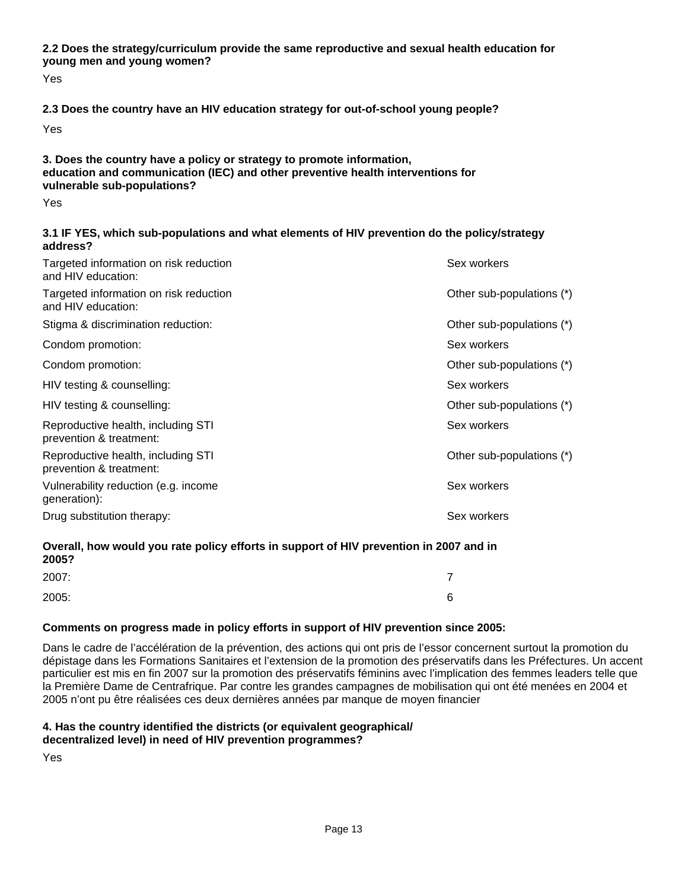**2.2 Does the strategy/curriculum provide the same reproductive and sexual health education for young men and young women?**

Yes

**2.3 Does the country have an HIV education strategy for out-of-school young people?**

Yes

**3. Does the country have a policy or strategy to promote information, education and communication (IEC) and other preventive health interventions for vulnerable sub-populations?**

Yes

**3.1 IF YES, which sub-populations and what elements of HIV prevention do the policy/strategy address?**

| | |
|---|---|
| Targeted information on risk reduction and HIV education: | Sex workers |
| Targeted information on risk reduction and HIV education: | Other sub-populations (*) |
| Stigma & discrimination reduction: | Other sub-populations (*) |
| Condom promotion: | Sex workers |
| Condom promotion: | Other sub-populations (*) |
| HIV testing & counselling: | Sex workers |
| HIV testing & counselling: | Other sub-populations (*) |
| Reproductive health, including STI prevention & treatment: | Sex workers |
| Reproductive health, including STI prevention & treatment: | Other sub-populations (*) |
| Vulnerability reduction (e.g. income generation): | Sex workers |
| Drug substitution therapy: | Sex workers |

**Overall, how would you rate policy efforts in support of HIV prevention in 2007 and in 2005?**

| | |
|---|---|
| 2007: | 7 |
| 2005: | 6 |

**Comments on progress made in policy efforts in support of HIV prevention since 2005:**

Dans le cadre de l'accélération de la prévention, des actions qui ont pris de l'essor concernent surtout la promotion du dépistage dans les Formations Sanitaires et l'extension de la promotion des préservatifs dans les Préfectures. Un accent particulier est mis en fin 2007 sur la promotion des préservatifs féminins avec l'implication des femmes leaders telle que la Première Dame de Centrafrique. Par contre les grandes campagnes de mobilisation qui ont été menées en 2004 et 2005 n'ont pu être réalisées ces deux dernières années par manque de moyen financier

**4. Has the country identified the districts (or equivalent geographical/ decentralized level) in need of HIV prevention programmes?**

Yes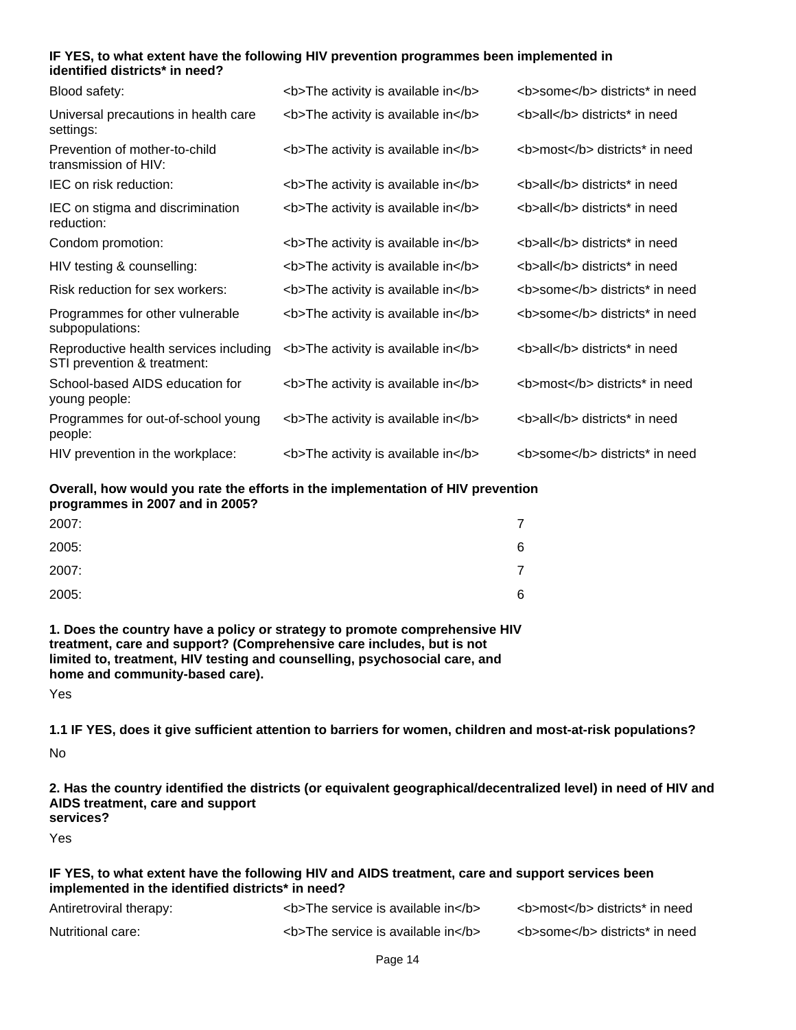**IF YES, to what extent have the following HIV prevention programmes been implemented in identified districts* in need?**

| | | |
|---|---|---|
| Blood safety: | <b>The activity is available in</b> | <b>some</b> districts* in need |
| Universal precautions in health care settings: | <b>The activity is available in</b> | <b>all</b> districts* in need |
| Prevention of mother-to-child transmission of HIV: | <b>The activity is available in</b> | <b>most</b> districts* in need |
| IEC on risk reduction: | <b>The activity is available in</b> | <b>all</b> districts* in need |
| IEC on stigma and discrimination reduction: | <b>The activity is available in</b> | <b>all</b> districts* in need |
| Condom promotion: | <b>The activity is available in</b> | <b>all</b> districts* in need |
| HIV testing & counselling: | <b>The activity is available in</b> | <b>all</b> districts* in need |
| Risk reduction for sex workers: | <b>The activity is available in</b> | <b>some</b> districts* in need |
| Programmes for other vulnerable subpopulations: | <b>The activity is available in</b> | <b>some</b> districts* in need |
| Reproductive health services including STI prevention & treatment: | <b>The activity is available in</b> | <b>all</b> districts* in need |
| School-based AIDS education for young people: | <b>The activity is available in</b> | <b>most</b> districts* in need |
| Programmes for out-of-school young people: | <b>The activity is available in</b> | <b>all</b> districts* in need |
| HIV prevention in the workplace: | <b>The activity is available in</b> | <b>some</b> districts* in need |

**Overall, how would you rate the efforts in the implementation of HIV prevention programmes in 2007 and in 2005?**

| | |
|---|---|
| 2007: | 7 |
| 2005: | 6 |
| 2007: | 7 |
| 2005: | 6 |

**1. Does the country have a policy or strategy to promote comprehensive HIV treatment, care and support? (Comprehensive care includes, but is not limited to, treatment, HIV testing and counselling, psychosocial care, and home and community-based care).**

Yes

**1.1 IF YES, does it give sufficient attention to barriers for women, children and most-at-risk populations?**

No

**2. Has the country identified the districts (or equivalent geographical/decentralized level) in need of HIV and AIDS treatment, care and support services?**

Yes

**IF YES, to what extent have the following HIV and AIDS treatment, care and support services been implemented in the identified districts* in need?**

| | | |
|---|---|---|
| Antiretroviral therapy: | <b>The service is available in</b> | <b>most</b> districts* in need |
| Nutritional care: | <b>The service is available in</b> | <b>some</b> districts* in need |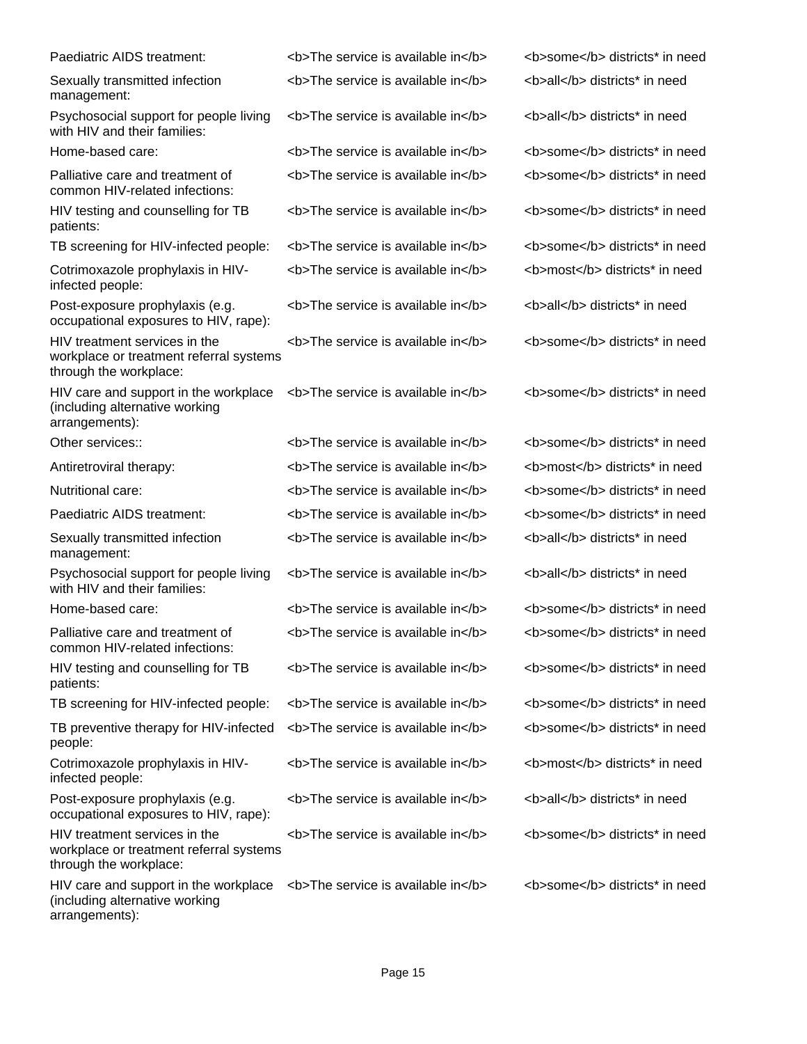| | | |
|---|---|---|
| Paediatric AIDS treatment: | <b>The service is available in</b> | <b>some</b> districts* in need |
| Sexually transmitted infection management: | <b>The service is available in</b> | <b>all</b> districts* in need |
| Psychosocial support for people living with HIV and their families: | <b>The service is available in</b> | <b>all</b> districts* in need |
| Home-based care: | <b>The service is available in</b> | <b>some</b> districts* in need |
| Palliative care and treatment of common HIV-related infections: | <b>The service is available in</b> | <b>some</b> districts* in need |
| HIV testing and counselling for TB patients: | <b>The service is available in</b> | <b>some</b> districts* in need |
| TB screening for HIV-infected people: | <b>The service is available in</b> | <b>some</b> districts* in need |
| Cotrimoxazole prophylaxis in HIV-infected people: | <b>The service is available in</b> | <b>most</b> districts* in need |
| Post-exposure prophylaxis (e.g. occupational exposures to HIV, rape): | <b>The service is available in</b> | <b>all</b> districts* in need |
| HIV treatment services in the workplace or treatment referral systems through the workplace: | <b>The service is available in</b> | <b>some</b> districts* in need |
| HIV care and support in the workplace (including alternative working arrangements): | <b>The service is available in</b> | <b>some</b> districts* in need |
| Other services:: | <b>The service is available in</b> | <b>some</b> districts* in need |
| Antiretroviral therapy: | <b>The service is available in</b> | <b>most</b> districts* in need |
| Nutritional care: | <b>The service is available in</b> | <b>some</b> districts* in need |
| Paediatric AIDS treatment: | <b>The service is available in</b> | <b>some</b> districts* in need |
| Sexually transmitted infection management: | <b>The service is available in</b> | <b>all</b> districts* in need |
| Psychosocial support for people living with HIV and their families: | <b>The service is available in</b> | <b>all</b> districts* in need |
| Home-based care: | <b>The service is available in</b> | <b>some</b> districts* in need |
| Palliative care and treatment of common HIV-related infections: | <b>The service is available in</b> | <b>some</b> districts* in need |
| HIV testing and counselling for TB patients: | <b>The service is available in</b> | <b>some</b> districts* in need |
| TB screening for HIV-infected people: | <b>The service is available in</b> | <b>some</b> districts* in need |
| TB preventive therapy for HIV-infected people: | <b>The service is available in</b> | <b>some</b> districts* in need |
| Cotrimoxazole prophylaxis in HIV-infected people: | <b>The service is available in</b> | <b>most</b> districts* in need |
| Post-exposure prophylaxis (e.g. occupational exposures to HIV, rape): | <b>The service is available in</b> | <b>all</b> districts* in need |
| HIV treatment services in the workplace or treatment referral systems through the workplace: | <b>The service is available in</b> | <b>some</b> districts* in need |
| HIV care and support in the workplace (including alternative working arrangements): | <b>The service is available in</b> | <b>some</b> districts* in need |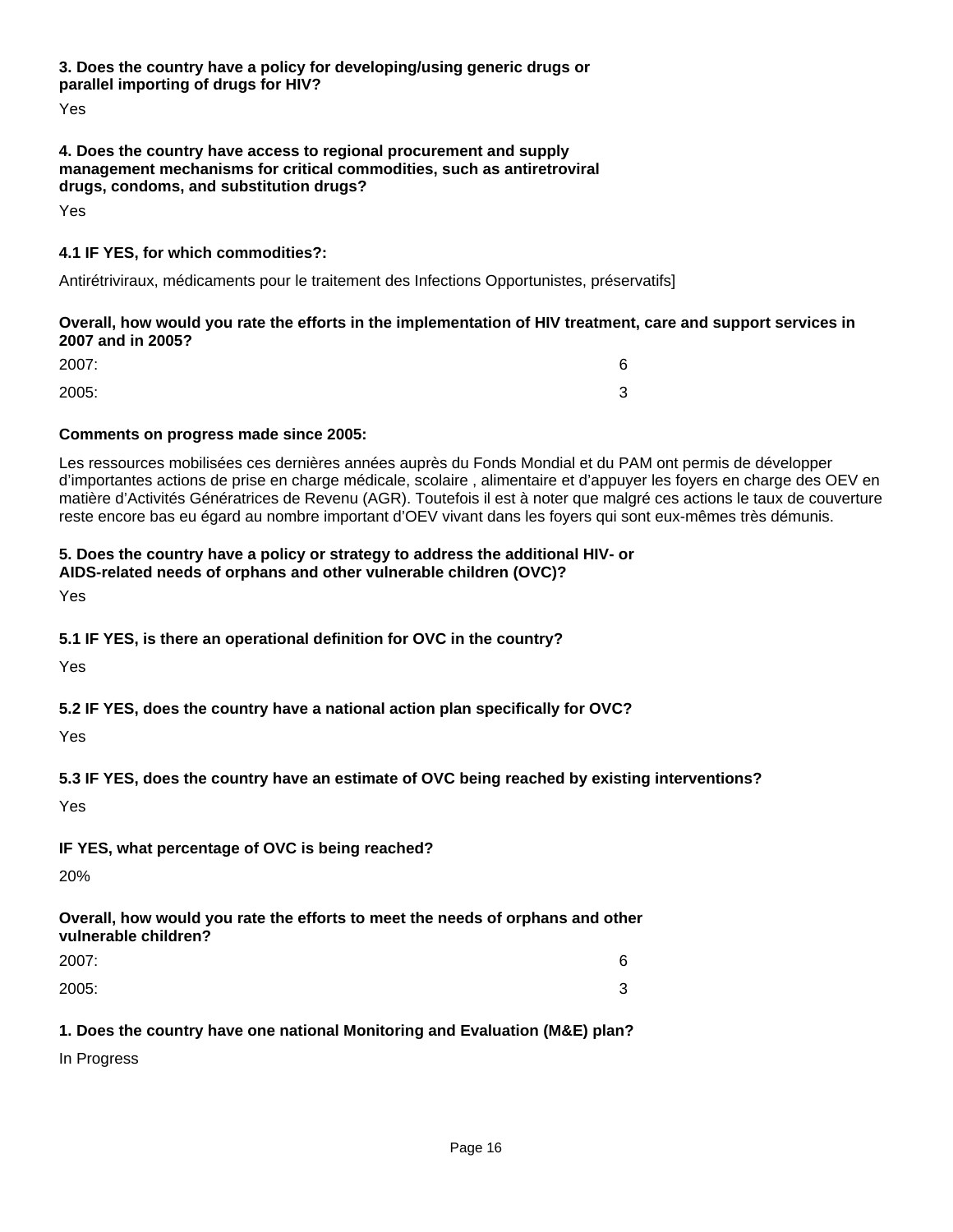**3. Does the country have a policy for developing/using generic drugs or parallel importing of drugs for HIV?**

Yes

**4. Does the country have access to regional procurement and supply management mechanisms for critical commodities, such as antiretroviral drugs, condoms, and substitution drugs?**

Yes

**4.1 IF YES, for which commodities?:**

Antirétriviraux, médicaments pour le traitement des Infections Opportunistes, préservatifs]

**Overall, how would you rate the efforts in the implementation of HIV treatment, care and support services in 2007 and in 2005?**

| | |
|---|---|
| 2007: | 6 |
| 2005: | 3 |

**Comments on progress made since 2005:**

Les ressources mobilisées ces dernières années auprès du Fonds Mondial et du PAM ont permis de développer d'importantes actions de prise en charge médicale, scolaire , alimentaire et d'appuyer les foyers en charge des OEV en matière d'Activités Génératrices de Revenu (AGR). Toutefois il est à noter que malgré ces actions le taux de couverture reste encore bas eu égard au nombre important d'OEV vivant dans les foyers qui sont eux-mêmes très démunis.

**5. Does the country have a policy or strategy to address the additional HIV- or AIDS-related needs of orphans and other vulnerable children (OVC)?**

Yes

**5.1 IF YES, is there an operational definition for OVC in the country?**

Yes

**5.2 IF YES, does the country have a national action plan specifically for OVC?**

Yes

**5.3 IF YES, does the country have an estimate of OVC being reached by existing interventions?**

Yes

**IF YES, what percentage of OVC is being reached?**

20%

**Overall, how would you rate the efforts to meet the needs of orphans and other vulnerable children?**

| | |
|---|---|
| 2007: | 6 |
| 2005: | 3 |

**1. Does the country have one national Monitoring and Evaluation (M&E) plan?**

In Progress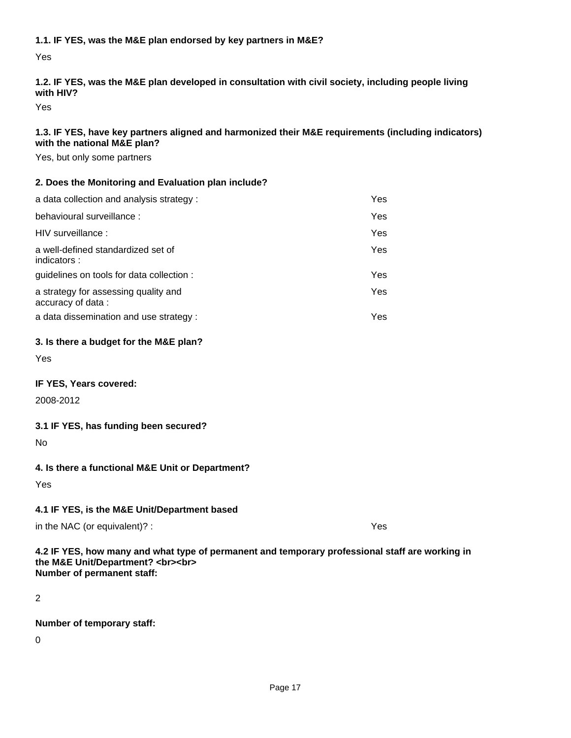**1.1. IF YES, was the M&E plan endorsed by key partners in M&E?**

Yes

**1.2. IF YES, was the M&E plan developed in consultation with civil society, including people living with HIV?**

Yes

**1.3. IF YES, have key partners aligned and harmonized their M&E requirements (including indicators) with the national M&E plan?**

Yes, but only some partners

**2. Does the Monitoring and Evaluation plan include?**

| | |
|---|---|
| a data collection and analysis strategy : | Yes |
| behavioural surveillance : | Yes |
| HIV surveillance : | Yes |
| a well-defined standardized set of indicators : | Yes |
| guidelines on tools for data collection : | Yes |
| a strategy for assessing quality and accuracy of data : | Yes |
| a data dissemination and use strategy : | Yes |

**3. Is there a budget for the M&E plan?**

Yes

**IF YES, Years covered:**

2008-2012

**3.1 IF YES, has funding been secured?**

No

**4. Is there a functional M&E Unit or Department?**

Yes

**4.1 IF YES, is the M&E Unit/Department based**

| | |
|---|---|
| in the NAC (or equivalent)? : | Yes |

**4.2 IF YES, how many and what type of permanent and temporary professional staff are working in the M&E Unit/Department? <br><br>**
**Number of permanent staff:**

2

**Number of temporary staff:**

0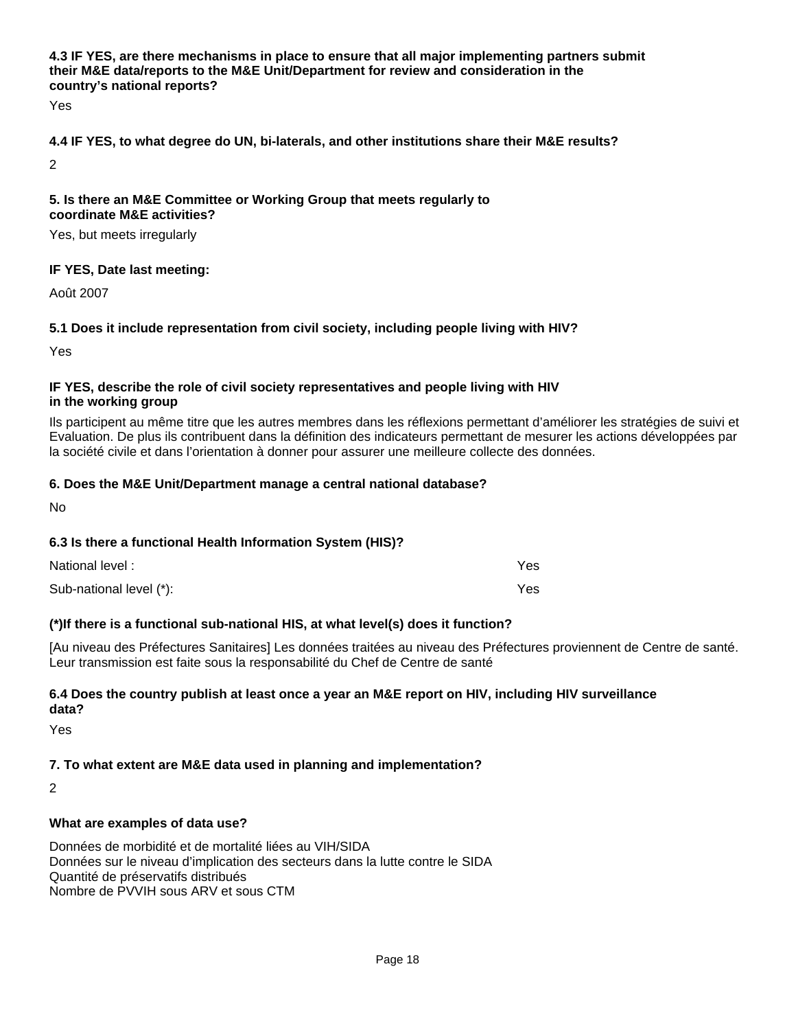**4.3 IF YES, are there mechanisms in place to ensure that all major implementing partners submit their M&E data/reports to the M&E Unit/Department for review and consideration in the country's national reports?**

Yes

**4.4 IF YES, to what degree do UN, bi-laterals, and other institutions share their M&E results?**

2

**5. Is there an M&E Committee or Working Group that meets regularly to coordinate M&E activities?**

Yes, but meets irregularly

**IF YES, Date last meeting:**

Août 2007

**5.1 Does it include representation from civil society, including people living with HIV?**

Yes

**IF YES, describe the role of civil society representatives and people living with HIV in the working group**

Ils participent au même titre que les autres membres dans les réflexions permettant d'améliorer les stratégies de suivi et Evaluation. De plus ils contribuent dans la définition des indicateurs permettant de mesurer les actions développées par la société civile et dans l'orientation à donner pour assurer une meilleure collecte des données.

**6. Does the M&E Unit/Department manage a central national database?**

No

**6.3 Is there a functional Health Information System (HIS)?**

| | |
|---|---|
| National level : | Yes |
| Sub-national level (*): | Yes |

**(*)If there is a functional sub-national HIS, at what level(s) does it function?**

[Au niveau des Préfectures Sanitaires] Les données traitées au niveau des Préfectures proviennent de Centre de santé. Leur transmission est faite sous la responsabilité du Chef de Centre de santé

**6.4 Does the country publish at least once a year an M&E report on HIV, including HIV surveillance data?**

Yes

**7. To what extent are M&E data used in planning and implementation?**

2

**What are examples of data use?**

Données de morbidité et de mortalité liées au VIH/SIDA
Données sur le niveau d'implication des secteurs dans la lutte contre le SIDA
Quantité de préservatifs distribués
Nombre de PVVIH sous ARV et sous CTM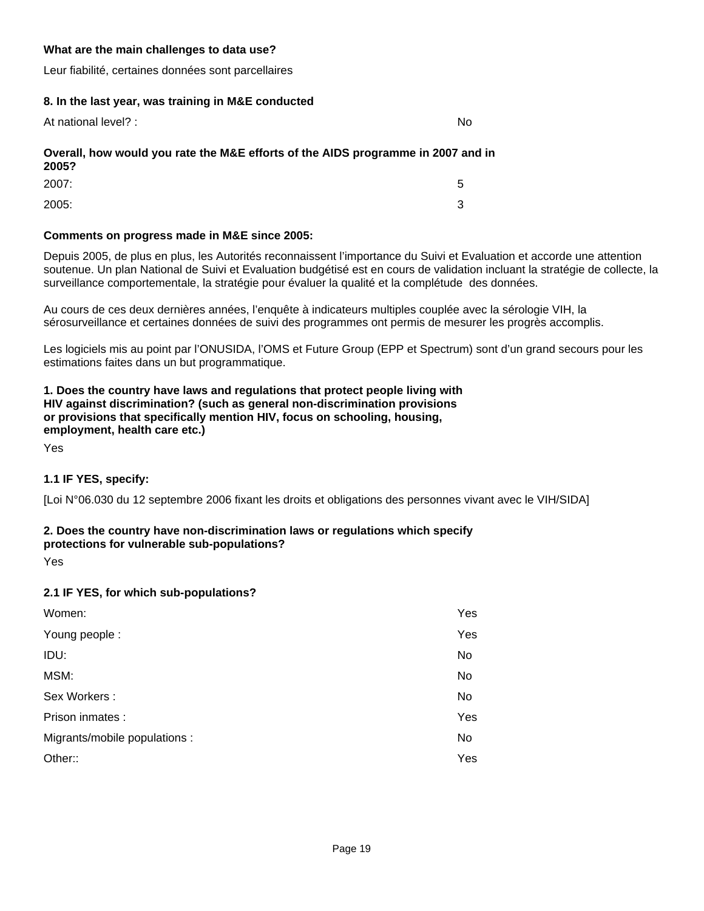**What are the main challenges to data use?**

Leur fiabilité, certaines données sont parcellaires

**8. In the last year, was training in M&E conducted**

| | |
|---|---|
| At national level? : | No |

**Overall, how would you rate the M&E efforts of the AIDS programme in 2007 and in 2005?**

| | |
|---|---|
| 2007: | 5 |
| 2005: | 3 |

**Comments on progress made in M&E since 2005:**

Depuis 2005, de plus en plus, les Autorités reconnaissent l'importance du Suivi et Evaluation et accorde une attention soutenue. Un plan National de Suivi et Evaluation budgétisé est en cours de validation incluant la stratégie de collecte, la surveillance comportementale, la stratégie pour évaluer la qualité et la complétude des données.

Au cours de ces deux dernières années, l'enquête à indicateurs multiples couplée avec la sérologie VIH, la sérosurveillance et certaines données de suivi des programmes ont permis de mesurer les progrès accomplis.

Les logiciels mis au point par l'ONUSIDA, l'OMS et Future Group (EPP et Spectrum) sont d'un grand secours pour les estimations faites dans un but programmatique.

**1. Does the country have laws and regulations that protect people living with HIV against discrimination? (such as general non-discrimination provisions or provisions that specifically mention HIV, focus on schooling, housing, employment, health care etc.)**

Yes

**1.1 IF YES, specify:**

[Loi N°06.030 du 12 septembre 2006 fixant les droits et obligations des personnes vivant avec le VIH/SIDA]

**2. Does the country have non-discrimination laws or regulations which specify protections for vulnerable sub-populations?**

Yes

**2.1 IF YES, for which sub-populations?**

| | |
|---|---|
| Women: | Yes |
| Young people : | Yes |
| IDU: | No |
| MSM: | No |
| Sex Workers : | No |
| Prison inmates : | Yes |
| Migrants/mobile populations : | No |
| Other:: | Yes |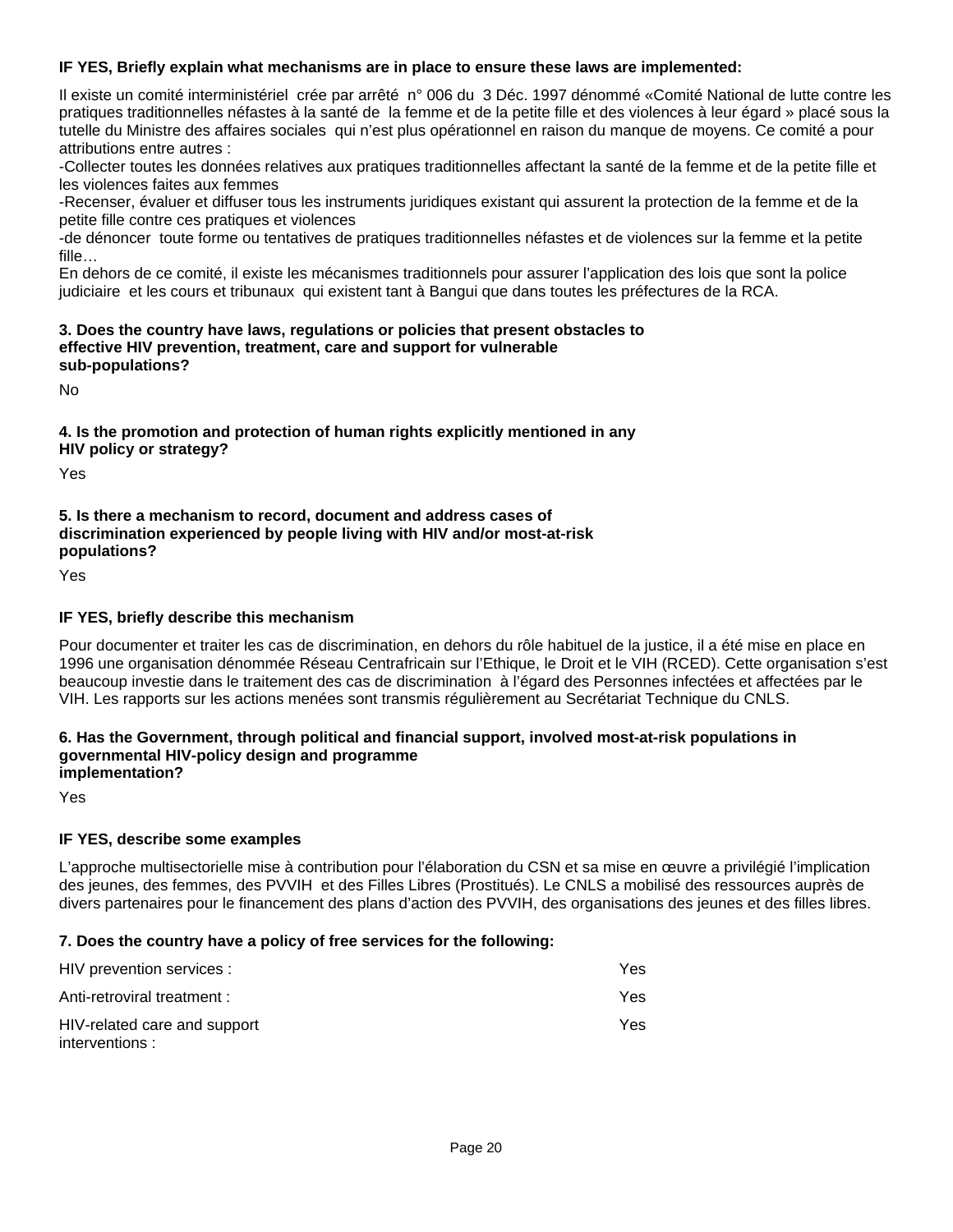**IF YES, Briefly explain what mechanisms are in place to ensure these laws are implemented:**

Il existe un comité interministériel crée par arrêté n° 006 du 3 Déc. 1997 dénommé «Comité National de lutte contre les pratiques traditionnelles néfastes à la santé de la femme et de la petite fille et des violences à leur égard » placé sous la tutelle du Ministre des affaires sociales qui n'est plus opérationnel en raison du manque de moyens. Ce comité a pour attributions entre autres :
-Collecter toutes les données relatives aux pratiques traditionnelles affectant la santé de la femme et de la petite fille et les violences faites aux femmes
-Recenser, évaluer et diffuser tous les instruments juridiques existant qui assurent la protection de la femme et de la petite fille contre ces pratiques et violences
-de dénoncer toute forme ou tentatives de pratiques traditionnelles néfastes et de violences sur la femme et la petite fille…
En dehors de ce comité, il existe les mécanismes traditionnels pour assurer l'application des lois que sont la police judiciaire et les cours et tribunaux qui existent tant à Bangui que dans toutes les préfectures de la RCA.

**3. Does the country have laws, regulations or policies that present obstacles to effective HIV prevention, treatment, care and support for vulnerable sub-populations?**

No

**4. Is the promotion and protection of human rights explicitly mentioned in any HIV policy or strategy?**

Yes

**5. Is there a mechanism to record, document and address cases of discrimination experienced by people living with HIV and/or most-at-risk populations?**

Yes

**IF YES, briefly describe this mechanism**

Pour documenter et traiter les cas de discrimination, en dehors du rôle habituel de la justice, il a été mise en place en 1996 une organisation dénommée Réseau Centrafricain sur l'Ethique, le Droit et le VIH (RCED). Cette organisation s'est beaucoup investie dans le traitement des cas de discrimination à l'égard des Personnes infectées et affectées par le VIH. Les rapports sur les actions menées sont transmis régulièrement au Secrétariat Technique du CNLS.

**6. Has the Government, through political and financial support, involved most-at-risk populations in governmental HIV-policy design and programme implementation?**

Yes

**IF YES, describe some examples**

L'approche multisectorielle mise à contribution pour l'élaboration du CSN et sa mise en œuvre a privilégié l'implication des jeunes, des femmes, des PVVIH et des Filles Libres (Prostitués). Le CNLS a mobilisé des ressources auprès de divers partenaires pour le financement des plans d'action des PVVIH, des organisations des jeunes et des filles libres.

**7. Does the country have a policy of free services for the following:**

| | |
|---|---|
| HIV prevention services : | Yes |
| Anti-retroviral treatment : | Yes |
| HIV-related care and support interventions : | Yes |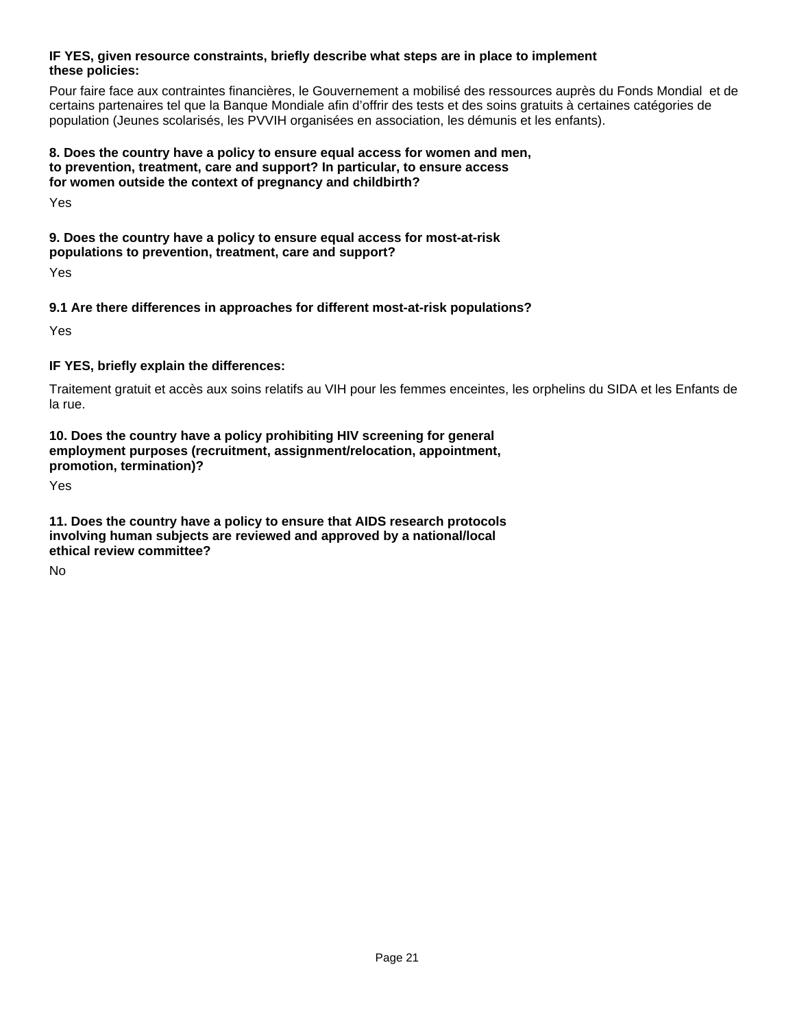**IF YES, given resource constraints, briefly describe what steps are in place to implement these policies:**

Pour faire face aux contraintes financières, le Gouvernement a mobilisé des ressources auprès du Fonds Mondial et de certains partenaires tel que la Banque Mondiale afin d'offrir des tests et des soins gratuits à certaines catégories de population (Jeunes scolarisés, les PVVIH organisées en association, les démunis et les enfants).

**8. Does the country have a policy to ensure equal access for women and men, to prevention, treatment, care and support? In particular, to ensure access for women outside the context of pregnancy and childbirth?**

Yes

**9. Does the country have a policy to ensure equal access for most-at-risk populations to prevention, treatment, care and support?**

Yes

**9.1 Are there differences in approaches for different most-at-risk populations?**

Yes

**IF YES, briefly explain the differences:**

Traitement gratuit et accès aux soins relatifs au VIH pour les femmes enceintes, les orphelins du SIDA et les Enfants de la rue.

**10. Does the country have a policy prohibiting HIV screening for general employment purposes (recruitment, assignment/relocation, appointment, promotion, termination)?**

Yes

**11. Does the country have a policy to ensure that AIDS research protocols involving human subjects are reviewed and approved by a national/local ethical review committee?**

No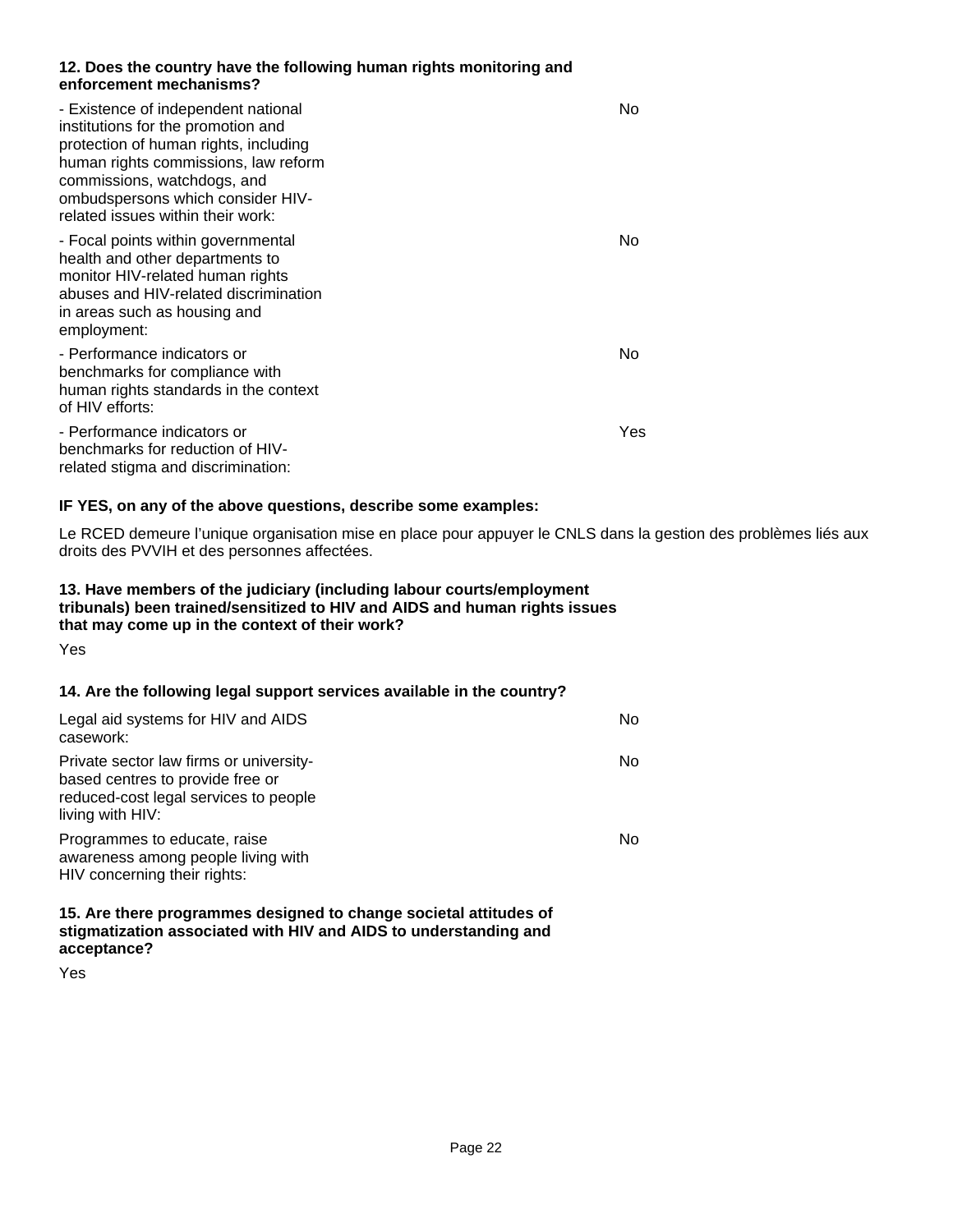**12. Does the country have the following human rights monitoring and enforcement mechanisms?**

| | |
|---|---|
| - Existence of independent national institutions for the promotion and protection of human rights, including human rights commissions, law reform commissions, watchdogs, and ombudspersons which consider HIV-related issues within their work: | No |
| - Focal points within governmental health and other departments to monitor HIV-related human rights abuses and HIV-related discrimination in areas such as housing and employment: | No |
| - Performance indicators or benchmarks for compliance with human rights standards in the context of HIV efforts: | No |
| - Performance indicators or benchmarks for reduction of HIV-related stigma and discrimination: | Yes |

**IF YES, on any of the above questions, describe some examples:**

Le RCED demeure l'unique organisation mise en place pour appuyer le CNLS dans la gestion des problèmes liés aux droits des PVVIH et des personnes affectées.

**13. Have members of the judiciary (including labour courts/employment tribunals) been trained/sensitized to HIV and AIDS and human rights issues that may come up in the context of their work?**

Yes

**14. Are the following legal support services available in the country?**

| | |
|---|---|
| Legal aid systems for HIV and AIDS casework: | No |
| Private sector law firms or university-based centres to provide free or reduced-cost legal services to people living with HIV: | No |
| Programmes to educate, raise awareness among people living with HIV concerning their rights: | No |

**15. Are there programmes designed to change societal attitudes of stigmatization associated with HIV and AIDS to understanding and acceptance?**

Yes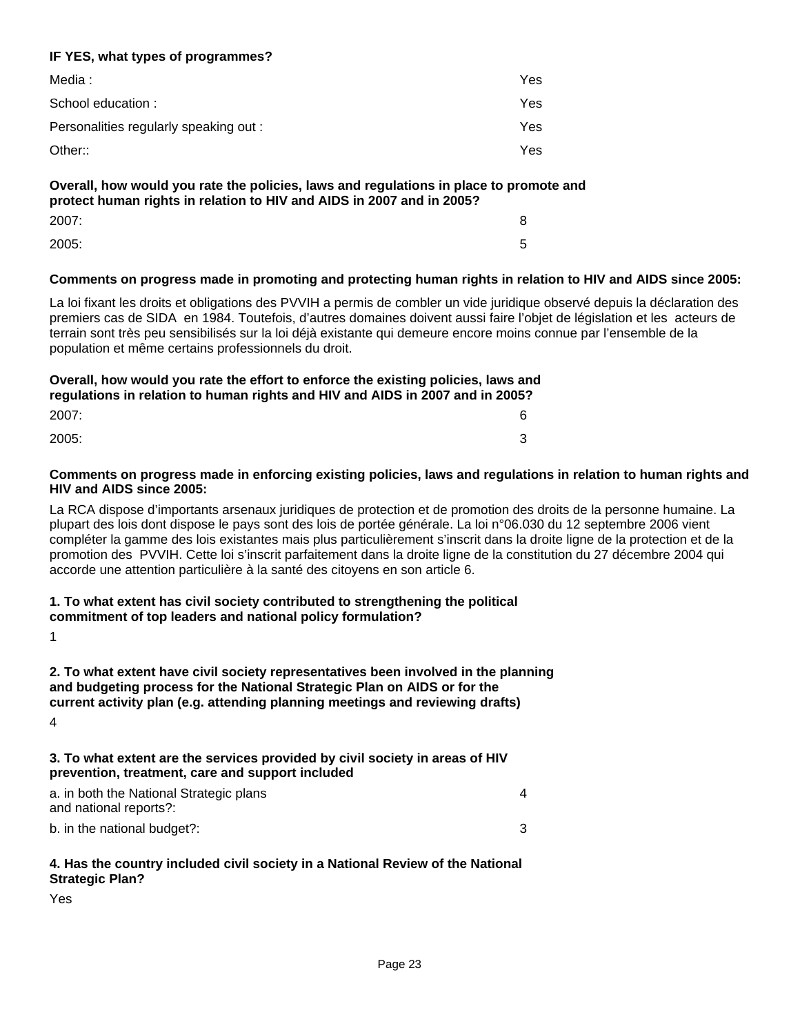**IF YES, what types of programmes?**

| | |
|---|---|
| Media : | Yes |
| School education : | Yes |
| Personalities regularly speaking out : | Yes |
| Other:: | Yes |

**Overall, how would you rate the policies, laws and regulations in place to promote and protect human rights in relation to HIV and AIDS in 2007 and in 2005?**

| | |
|---|---|
| 2007: | 8 |
| 2005: | 5 |

**Comments on progress made in promoting and protecting human rights in relation to HIV and AIDS since 2005:**

La loi fixant les droits et obligations des PVVIH a permis de combler un vide juridique observé depuis la déclaration des premiers cas de SIDA en 1984. Toutefois, d'autres domaines doivent aussi faire l'objet de législation et les acteurs de terrain sont très peu sensibilisés sur la loi déjà existante qui demeure encore moins connue par l'ensemble de la population et même certains professionnels du droit.

**Overall, how would you rate the effort to enforce the existing policies, laws and regulations in relation to human rights and HIV and AIDS in 2007 and in 2005?**

| | |
|---|---|
| 2007: | 6 |
| 2005: | 3 |

**Comments on progress made in enforcing existing policies, laws and regulations in relation to human rights and HIV and AIDS since 2005:**

La RCA dispose d'importants arsenaux juridiques de protection et de promotion des droits de la personne humaine. La plupart des lois dont dispose le pays sont des lois de portée générale. La loi n°06.030 du 12 septembre 2006 vient compléter la gamme des lois existantes mais plus particulièrement s'inscrit dans la droite ligne de la protection et de la promotion des PVVIH. Cette loi s'inscrit parfaitement dans la droite ligne de la constitution du 27 décembre 2004 qui accorde une attention particulière à la santé des citoyens en son article 6.

**1. To what extent has civil society contributed to strengthening the political commitment of top leaders and national policy formulation?**

1

**2. To what extent have civil society representatives been involved in the planning and budgeting process for the National Strategic Plan on AIDS or for the current activity plan (e.g. attending planning meetings and reviewing drafts)**

4

**3. To what extent are the services provided by civil society in areas of HIV prevention, treatment, care and support included**

| | |
|---|---|
| a. in both the National Strategic plans and national reports?: | 4 |
| b. in the national budget?: | 3 |

**4. Has the country included civil society in a National Review of the National Strategic Plan?**

Yes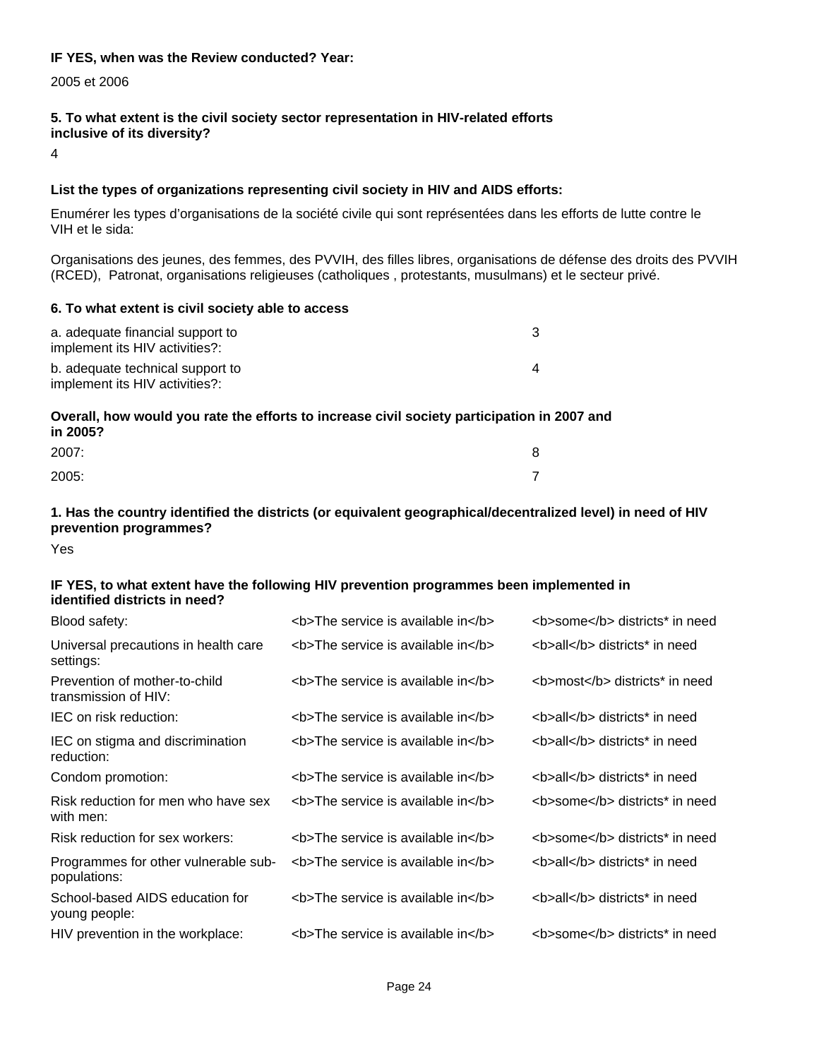**IF YES, when was the Review conducted? Year:**

2005 et 2006

**5. To what extent is the civil society sector representation in HIV-related efforts inclusive of its diversity?**

4

**List the types of organizations representing civil society in HIV and AIDS efforts:**

Enumérer les types d'organisations de la société civile qui sont représentées dans les efforts de lutte contre le VIH et le sida:

Organisations des jeunes, des femmes, des PVVIH, des filles libres, organisations de défense des droits des PVVIH (RCED), Patronat, organisations religieuses (catholiques , protestants, musulmans) et le secteur privé.

**6. To what extent is civil society able to access**

| | |
|---|---|
| a. adequate financial support to implement its HIV activities?: | 3 |
| b. adequate technical support to implement its HIV activities?: | 4 |

**Overall, how would you rate the efforts to increase civil society participation in 2007 and in 2005?**

| | |
|---|---|
| 2007: | 8 |
| 2005: | 7 |

**1. Has the country identified the districts (or equivalent geographical/decentralized level) in need of HIV prevention programmes?**

Yes

**IF YES, to what extent have the following HIV prevention programmes been implemented in identified districts in need?**

| | | |
|---|---|---|
| Blood safety: | <b>The service is available in</b> | <b>some</b> districts* in need |
| Universal precautions in health care settings: | <b>The service is available in</b> | <b>all</b> districts* in need |
| Prevention of mother-to-child transmission of HIV: | <b>The service is available in</b> | <b>most</b> districts* in need |
| IEC on risk reduction: | <b>The service is available in</b> | <b>all</b> districts* in need |
| IEC on stigma and discrimination reduction: | <b>The service is available in</b> | <b>all</b> districts* in need |
| Condom promotion: | <b>The service is available in</b> | <b>all</b> districts* in need |
| Risk reduction for men who have sex with men: | <b>The service is available in</b> | <b>some</b> districts* in need |
| Risk reduction for sex workers: | <b>The service is available in</b> | <b>some</b> districts* in need |
| Programmes for other vulnerable sub-populations: | <b>The service is available in</b> | <b>all</b> districts* in need |
| School-based AIDS education for young people: | <b>The service is available in</b> | <b>all</b> districts* in need |
| HIV prevention in the workplace: | <b>The service is available in</b> | <b>some</b> districts* in need |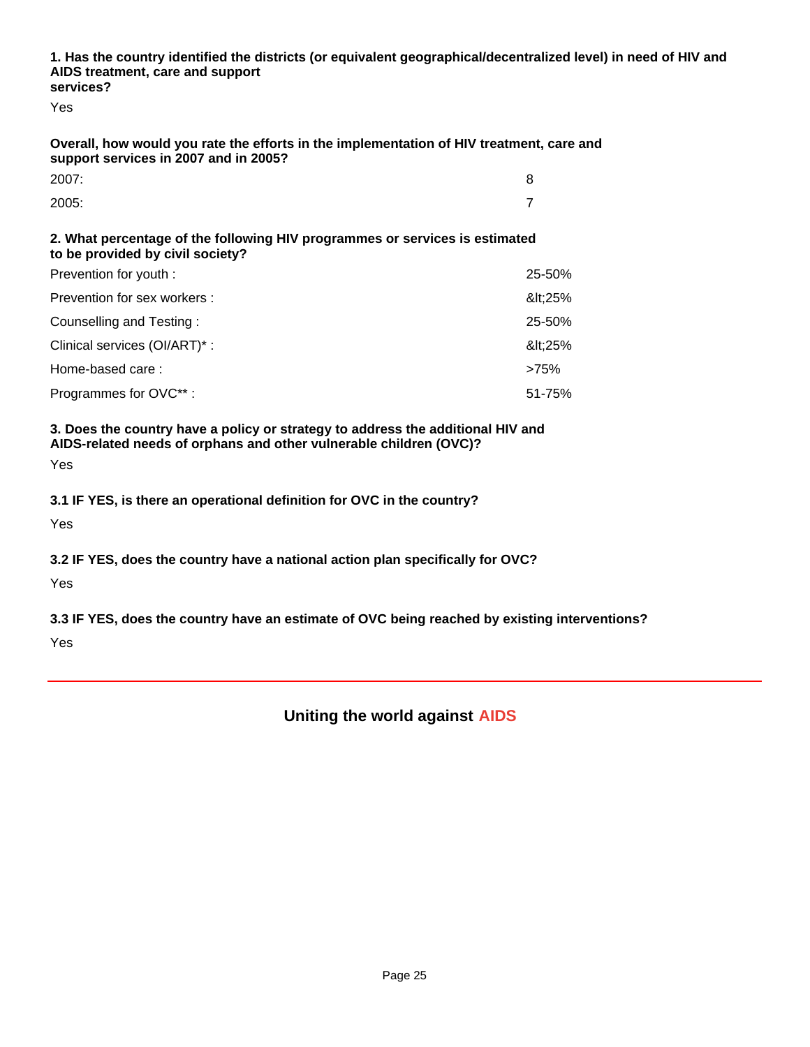**1. Has the country identified the districts (or equivalent geographical/decentralized level) in need of HIV and AIDS treatment, care and support services?**

Yes

**Overall, how would you rate the efforts in the implementation of HIV treatment, care and support services in 2007 and in 2005?**

| | |
|---|---|
| 2007: | 8 |
| 2005: | 7 |

**2. What percentage of the following HIV programmes or services is estimated to be provided by civil society?**

| | |
|---|---|
| Prevention for youth : | 25-50% |
| Prevention for sex workers : | &lt;25% |
| Counselling and Testing : | 25-50% |
| Clinical services (OI/ART)* : | &lt;25% |
| Home-based care : | >75% |
| Programmes for OVC** : | 51-75% |

**3. Does the country have a policy or strategy to address the additional HIV and AIDS-related needs of orphans and other vulnerable children (OVC)?**

Yes

**3.1 IF YES, is there an operational definition for OVC in the country?**

Yes

**3.2 IF YES, does the country have a national action plan specifically for OVC?**

Yes

**3.3 IF YES, does the country have an estimate of OVC being reached by existing interventions?**

Yes

**Uniting the world against AIDS**